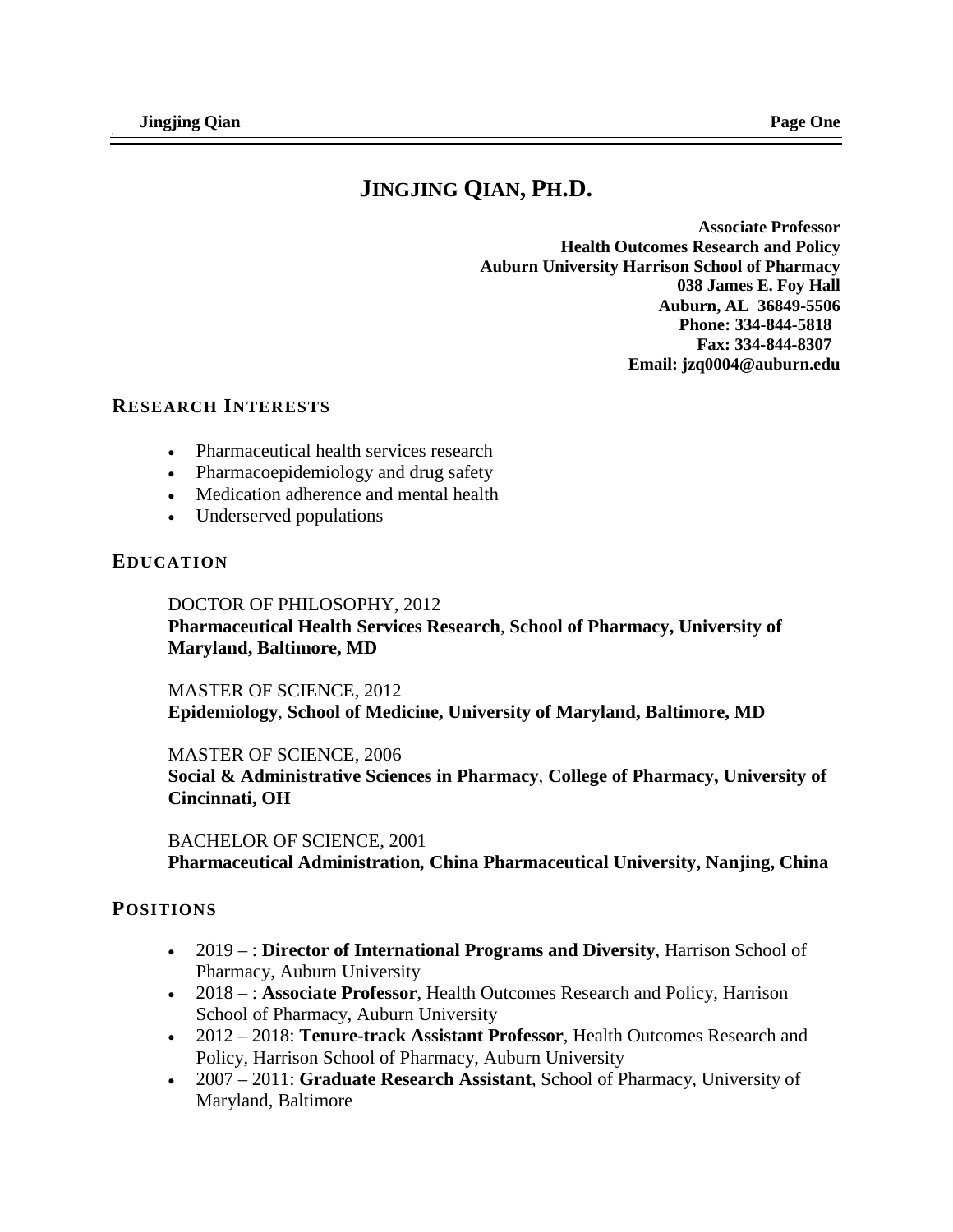# JINGJING QIAN, PH.D.

**Associate Professor**
**Health Outcomes Research and Policy**
**Auburn University Harrison School of Pharmacy**
**038 James E. Foy Hall**
**Auburn, AL 36849-5506**
**Phone: 334-844-5818**
**Fax: 334-844-8307**
**Email: jzq0004@auburn.edu**

## RESEARCH INTERESTS

- Pharmaceutical health services research
- Pharmacoepidemiology and drug safety
- Medication adherence and mental health
- Underserved populations

## EDUCATION

DOCTOR OF PHILOSOPHY, 2012
**Pharmaceutical Health Services Research**, **School of Pharmacy, University of Maryland, Baltimore, MD**

MASTER OF SCIENCE, 2012
**Epidemiology**, **School of Medicine, University of Maryland, Baltimore, MD**

MASTER OF SCIENCE, 2006
**Social & Administrative Sciences in Pharmacy**, **College of Pharmacy, University of Cincinnati, OH**

BACHELOR OF SCIENCE, 2001
**Pharmaceutical Administration, China Pharmaceutical University, Nanjing, China**

## POSITIONS

- 2019 – : **Director of International Programs and Diversity**, Harrison School of Pharmacy, Auburn University
- 2018 – : **Associate Professor**, Health Outcomes Research and Policy, Harrison School of Pharmacy, Auburn University
- 2012 – 2018: **Tenure-track Assistant Professor**, Health Outcomes Research and Policy, Harrison School of Pharmacy, Auburn University
- 2007 – 2011: **Graduate Research Assistant**, School of Pharmacy, University of Maryland, Baltimore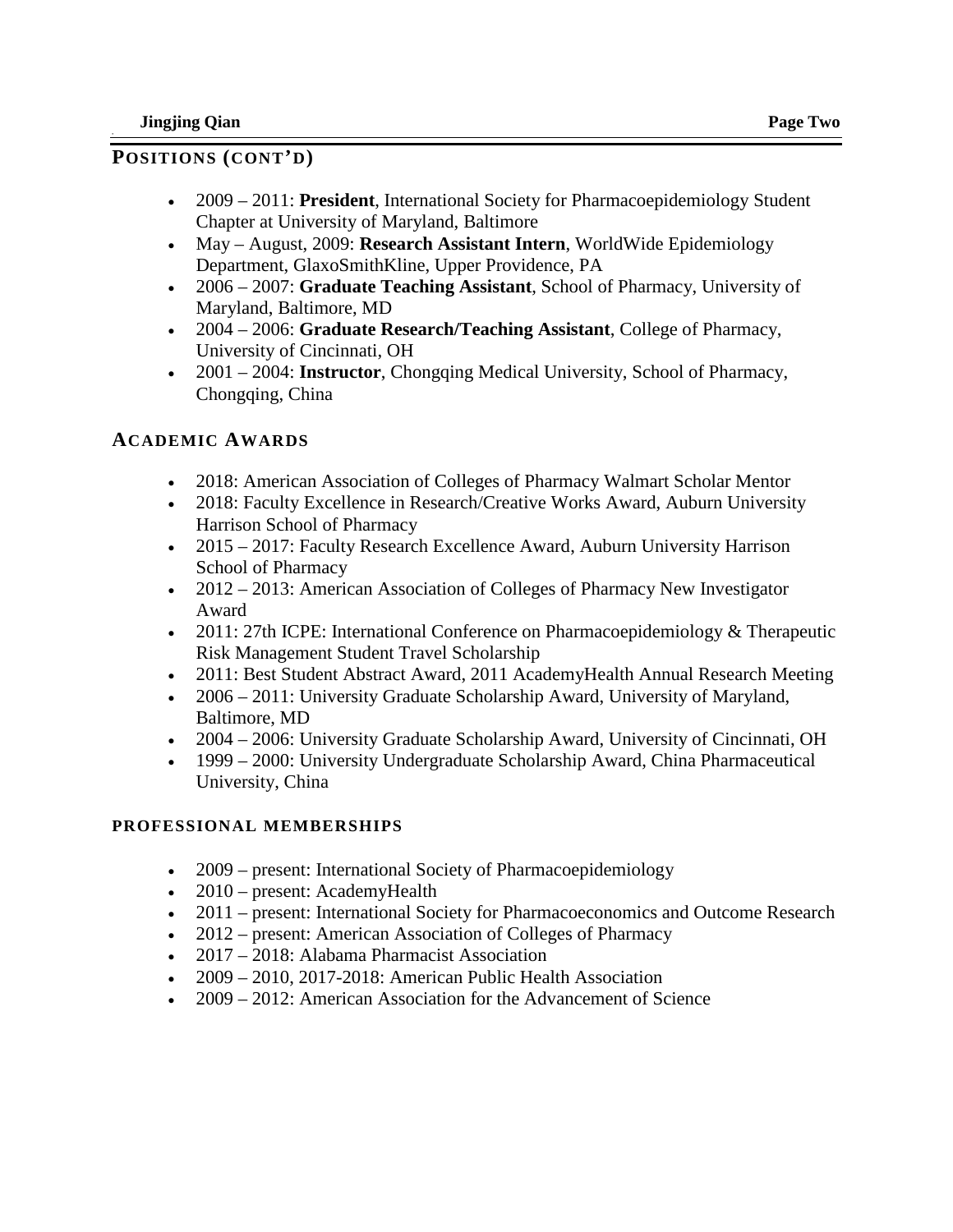## POSITIONS (CONT'D)

- 2009 – 2011: **President**, International Society for Pharmacoepidemiology Student Chapter at University of Maryland, Baltimore
- May – August, 2009: **Research Assistant Intern**, WorldWide Epidemiology Department, GlaxoSmithKline, Upper Providence, PA
- 2006 – 2007: **Graduate Teaching Assistant**, School of Pharmacy, University of Maryland, Baltimore, MD
- 2004 – 2006: **Graduate Research/Teaching Assistant**, College of Pharmacy, University of Cincinnati, OH
- 2001 – 2004: **Instructor**, Chongqing Medical University, School of Pharmacy, Chongqing, China

## ACADEMIC AWARDS

- 2018: American Association of Colleges of Pharmacy Walmart Scholar Mentor
- 2018: Faculty Excellence in Research/Creative Works Award, Auburn University Harrison School of Pharmacy
- 2015 – 2017: Faculty Research Excellence Award, Auburn University Harrison School of Pharmacy
- 2012 – 2013: American Association of Colleges of Pharmacy New Investigator Award
- 2011: 27th ICPE: International Conference on Pharmacoepidemiology & Therapeutic Risk Management Student Travel Scholarship
- 2011: Best Student Abstract Award, 2011 AcademyHealth Annual Research Meeting
- 2006 – 2011: University Graduate Scholarship Award, University of Maryland, Baltimore, MD
- 2004 – 2006: University Graduate Scholarship Award, University of Cincinnati, OH
- 1999 – 2000: University Undergraduate Scholarship Award, China Pharmaceutical University, China

### PROFESSIONAL MEMBERSHIPS

- 2009 – present: International Society of Pharmacoepidemiology
- 2010 – present: AcademyHealth
- 2011 – present: International Society for Pharmacoeconomics and Outcome Research
- 2012 – present: American Association of Colleges of Pharmacy
- 2017 – 2018: Alabama Pharmacist Association
- 2009 – 2010, 2017-2018: American Public Health Association
- 2009 – 2012: American Association for the Advancement of Science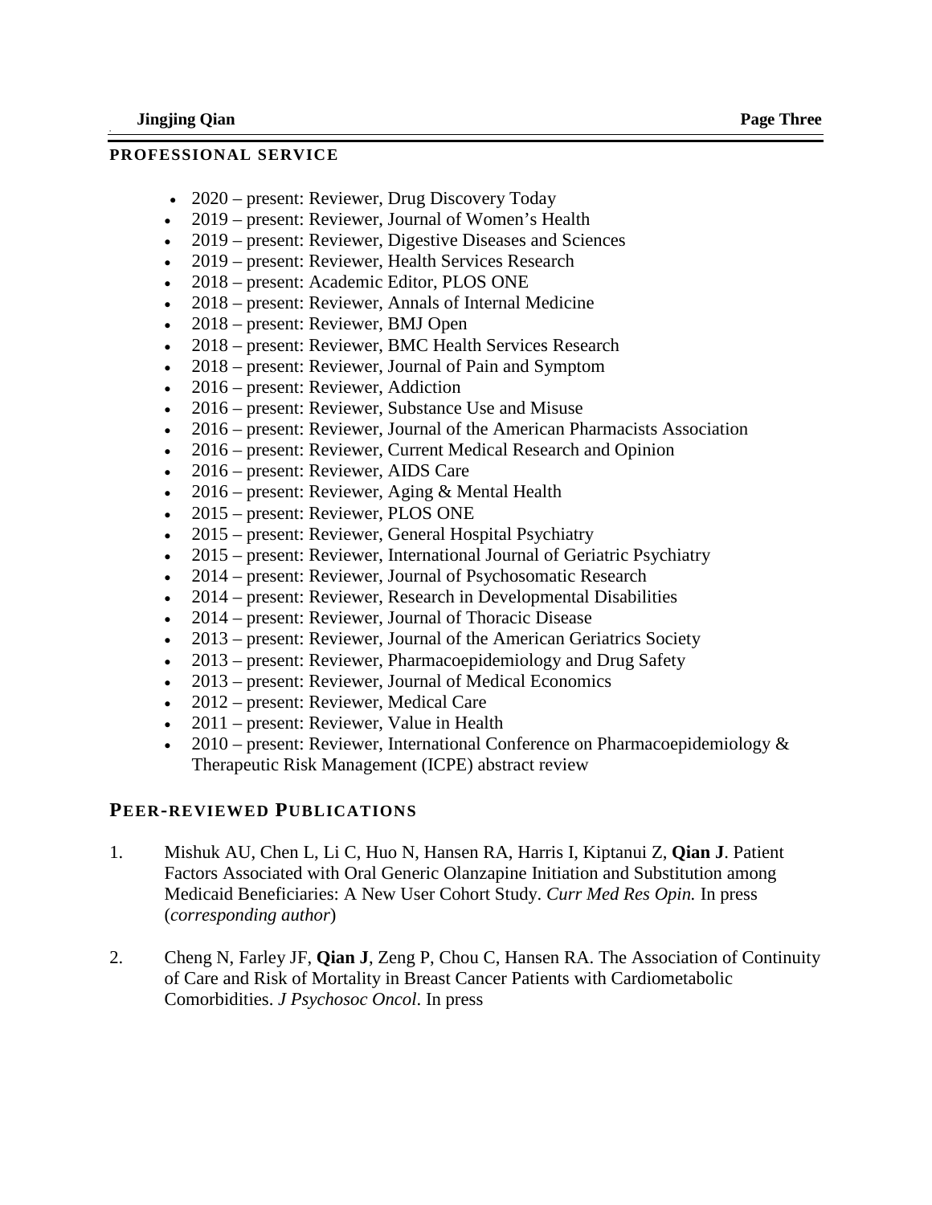## PROFESSIONAL SERVICE

- 2020 – present: Reviewer, Drug Discovery Today
- 2019 – present: Reviewer, Journal of Women's Health
- 2019 – present: Reviewer, Digestive Diseases and Sciences
- 2019 – present: Reviewer, Health Services Research
- 2018 – present: Academic Editor, PLOS ONE
- 2018 – present: Reviewer, Annals of Internal Medicine
- 2018 – present: Reviewer, BMJ Open
- 2018 – present: Reviewer, BMC Health Services Research
- 2018 – present: Reviewer, Journal of Pain and Symptom
- 2016 – present: Reviewer, Addiction
- 2016 – present: Reviewer, Substance Use and Misuse
- 2016 – present: Reviewer, Journal of the American Pharmacists Association
- 2016 – present: Reviewer, Current Medical Research and Opinion
- 2016 – present: Reviewer, AIDS Care
- 2016 – present: Reviewer, Aging & Mental Health
- 2015 – present: Reviewer, PLOS ONE
- 2015 – present: Reviewer, General Hospital Psychiatry
- 2015 – present: Reviewer, International Journal of Geriatric Psychiatry
- 2014 – present: Reviewer, Journal of Psychosomatic Research
- 2014 – present: Reviewer, Research in Developmental Disabilities
- 2014 – present: Reviewer, Journal of Thoracic Disease
- 2013 – present: Reviewer, Journal of the American Geriatrics Society
- 2013 – present: Reviewer, Pharmacoepidemiology and Drug Safety
- 2013 – present: Reviewer, Journal of Medical Economics
- 2012 – present: Reviewer, Medical Care
- 2011 – present: Reviewer, Value in Health
- 2010 – present: Reviewer, International Conference on Pharmacoepidemiology & Therapeutic Risk Management (ICPE) abstract review

## PEER-REVIEWED PUBLICATIONS

1. Mishuk AU, Chen L, Li C, Huo N, Hansen RA, Harris I, Kiptanui Z, **Qian J**. Patient Factors Associated with Oral Generic Olanzapine Initiation and Substitution among Medicaid Beneficiaries: A New User Cohort Study. *Curr Med Res Opin.* In press (*corresponding author*)

2. Cheng N, Farley JF, **Qian J**, Zeng P, Chou C, Hansen RA. The Association of Continuity of Care and Risk of Mortality in Breast Cancer Patients with Cardiometabolic Comorbidities. *J Psychosoc Oncol*. In press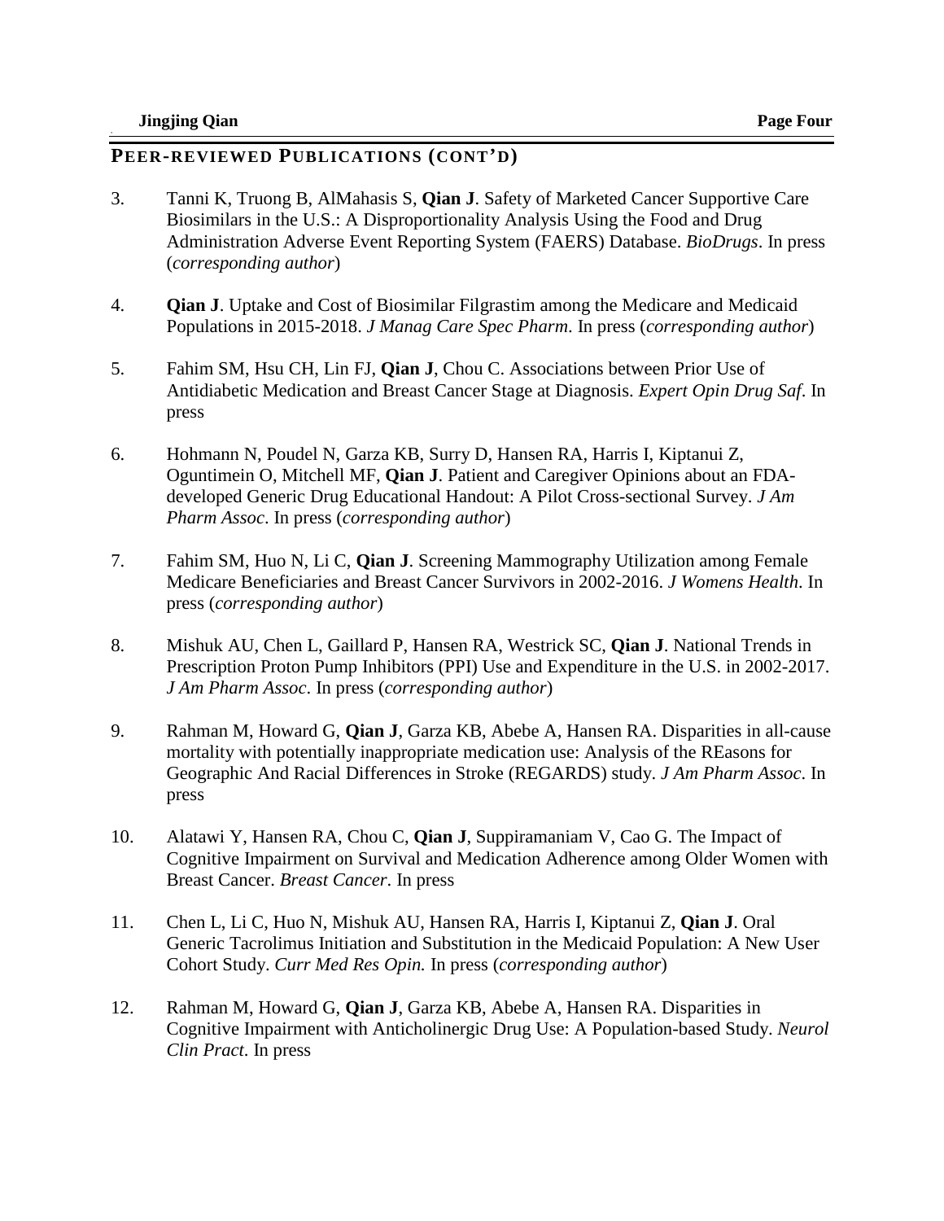## PEER-REVIEWED PUBLICATIONS (CONT'D)

3. Tanni K, Truong B, AlMahasis S, **Qian J**. Safety of Marketed Cancer Supportive Care Biosimilars in the U.S.: A Disproportionality Analysis Using the Food and Drug Administration Adverse Event Reporting System (FAERS) Database. *BioDrugs*. In press (*corresponding author*)

4. **Qian J**. Uptake and Cost of Biosimilar Filgrastim among the Medicare and Medicaid Populations in 2015-2018. *J Manag Care Spec Pharm.* In press (*corresponding author*)

5. Fahim SM, Hsu CH, Lin FJ, **Qian J**, Chou C. Associations between Prior Use of Antidiabetic Medication and Breast Cancer Stage at Diagnosis. *Expert Opin Drug Saf*. In press

6. Hohmann N, Poudel N, Garza KB, Surry D, Hansen RA, Harris I, Kiptanui Z, Oguntimein O, Mitchell MF, **Qian J**. Patient and Caregiver Opinions about an FDA-developed Generic Drug Educational Handout: A Pilot Cross-sectional Survey. *J Am Pharm Assoc*. In press (*corresponding author*)

7. Fahim SM, Huo N, Li C, **Qian J**. Screening Mammography Utilization among Female Medicare Beneficiaries and Breast Cancer Survivors in 2002-2016. *J Womens Health*. In press (*corresponding author*)

8. Mishuk AU, Chen L, Gaillard P, Hansen RA, Westrick SC, **Qian J**. National Trends in Prescription Proton Pump Inhibitors (PPI) Use and Expenditure in the U.S. in 2002-2017. *J Am Pharm Assoc*. In press (*corresponding author*)

9. Rahman M, Howard G, **Qian J**, Garza KB, Abebe A, Hansen RA. Disparities in all-cause mortality with potentially inappropriate medication use: Analysis of the REasons for Geographic And Racial Differences in Stroke (REGARDS) study. *J Am Pharm Assoc*. In press

10. Alatawi Y, Hansen RA, Chou C, **Qian J**, Suppiramaniam V, Cao G. The Impact of Cognitive Impairment on Survival and Medication Adherence among Older Women with Breast Cancer. *Breast Cancer.* In press

11. Chen L, Li C, Huo N, Mishuk AU, Hansen RA, Harris I, Kiptanui Z, **Qian J**. Oral Generic Tacrolimus Initiation and Substitution in the Medicaid Population: A New User Cohort Study. *Curr Med Res Opin.* In press (*corresponding author*)

12. Rahman M, Howard G, **Qian J**, Garza KB, Abebe A, Hansen RA. Disparities in Cognitive Impairment with Anticholinergic Drug Use: A Population-based Study. *Neurol Clin Pract*. In press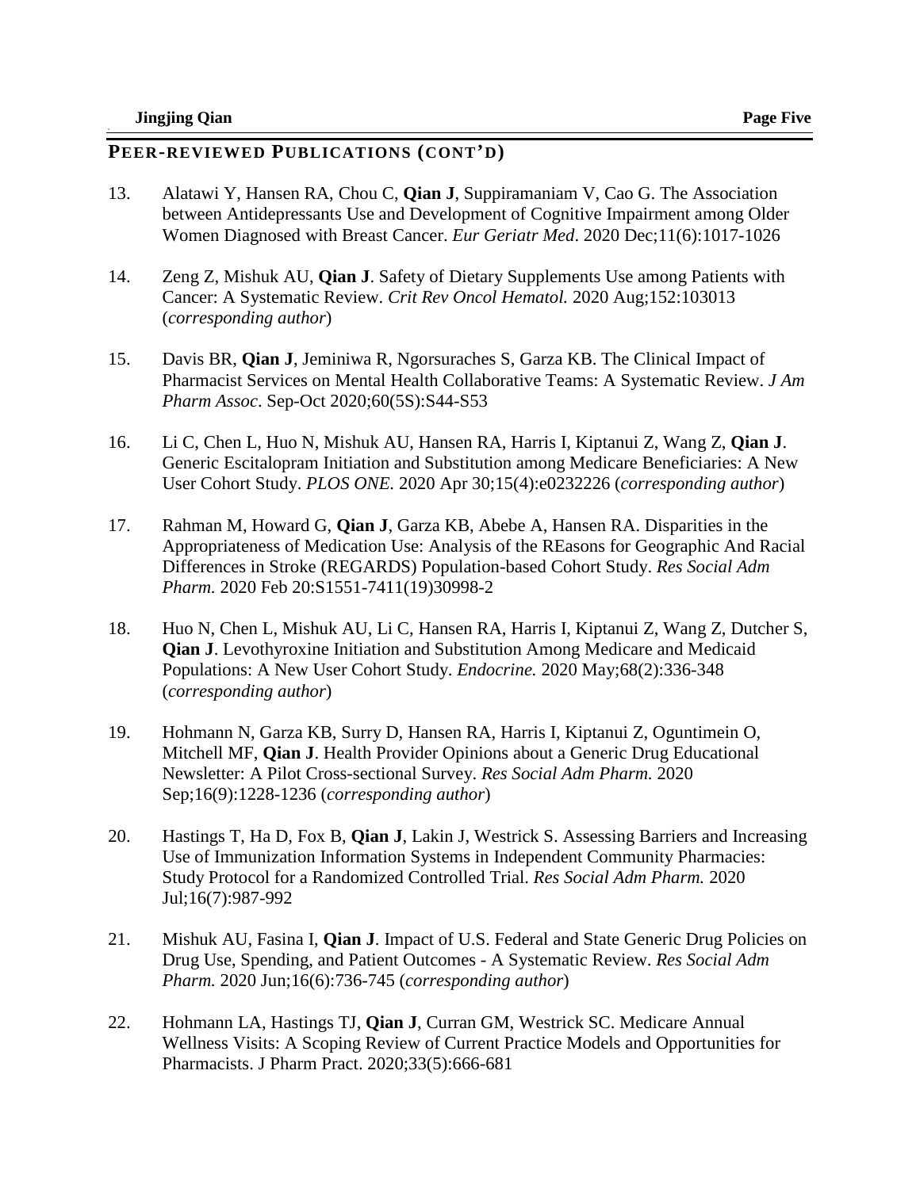## PEER-REVIEWED PUBLICATIONS (CONT'D)

13. Alatawi Y, Hansen RA, Chou C, **Qian J**, Suppiramaniam V, Cao G. The Association between Antidepressants Use and Development of Cognitive Impairment among Older Women Diagnosed with Breast Cancer. *Eur Geriatr Med*. 2020 Dec;11(6):1017-1026

14. Zeng Z, Mishuk AU, **Qian J**. Safety of Dietary Supplements Use among Patients with Cancer: A Systematic Review. *Crit Rev Oncol Hematol.* 2020 Aug;152:103013 (*corresponding author*)

15. Davis BR, **Qian J**, Jeminiwa R, Ngorsuraches S, Garza KB. The Clinical Impact of Pharmacist Services on Mental Health Collaborative Teams: A Systematic Review. *J Am Pharm Assoc*. Sep-Oct 2020;60(5S):S44-S53

16. Li C, Chen L, Huo N, Mishuk AU, Hansen RA, Harris I, Kiptanui Z, Wang Z, **Qian J**. Generic Escitalopram Initiation and Substitution among Medicare Beneficiaries: A New User Cohort Study. *PLOS ONE.* 2020 Apr 30;15(4):e0232226 (*corresponding author*)

17. Rahman M, Howard G, **Qian J**, Garza KB, Abebe A, Hansen RA. Disparities in the Appropriateness of Medication Use: Analysis of the REasons for Geographic And Racial Differences in Stroke (REGARDS) Population-based Cohort Study. *Res Social Adm Pharm.* 2020 Feb 20:S1551-7411(19)30998-2

18. Huo N, Chen L, Mishuk AU, Li C, Hansen RA, Harris I, Kiptanui Z, Wang Z, Dutcher S, **Qian J**. Levothyroxine Initiation and Substitution Among Medicare and Medicaid Populations: A New User Cohort Study. *Endocrine.* 2020 May;68(2):336-348 (*corresponding author*)

19. Hohmann N, Garza KB, Surry D, Hansen RA, Harris I, Kiptanui Z, Oguntimein O, Mitchell MF, **Qian J**. Health Provider Opinions about a Generic Drug Educational Newsletter: A Pilot Cross-sectional Survey. *Res Social Adm Pharm.* 2020 Sep;16(9):1228-1236 (*corresponding author*)

20. Hastings T, Ha D, Fox B, **Qian J**, Lakin J, Westrick S. Assessing Barriers and Increasing Use of Immunization Information Systems in Independent Community Pharmacies: Study Protocol for a Randomized Controlled Trial. *Res Social Adm Pharm.* 2020 Jul;16(7):987-992

21. Mishuk AU, Fasina I, **Qian J**. Impact of U.S. Federal and State Generic Drug Policies on Drug Use, Spending, and Patient Outcomes - A Systematic Review. *Res Social Adm Pharm.* 2020 Jun;16(6):736-745 (*corresponding author*)

22. Hohmann LA, Hastings TJ, **Qian J**, Curran GM, Westrick SC. Medicare Annual Wellness Visits: A Scoping Review of Current Practice Models and Opportunities for Pharmacists. J Pharm Pract. 2020;33(5):666-681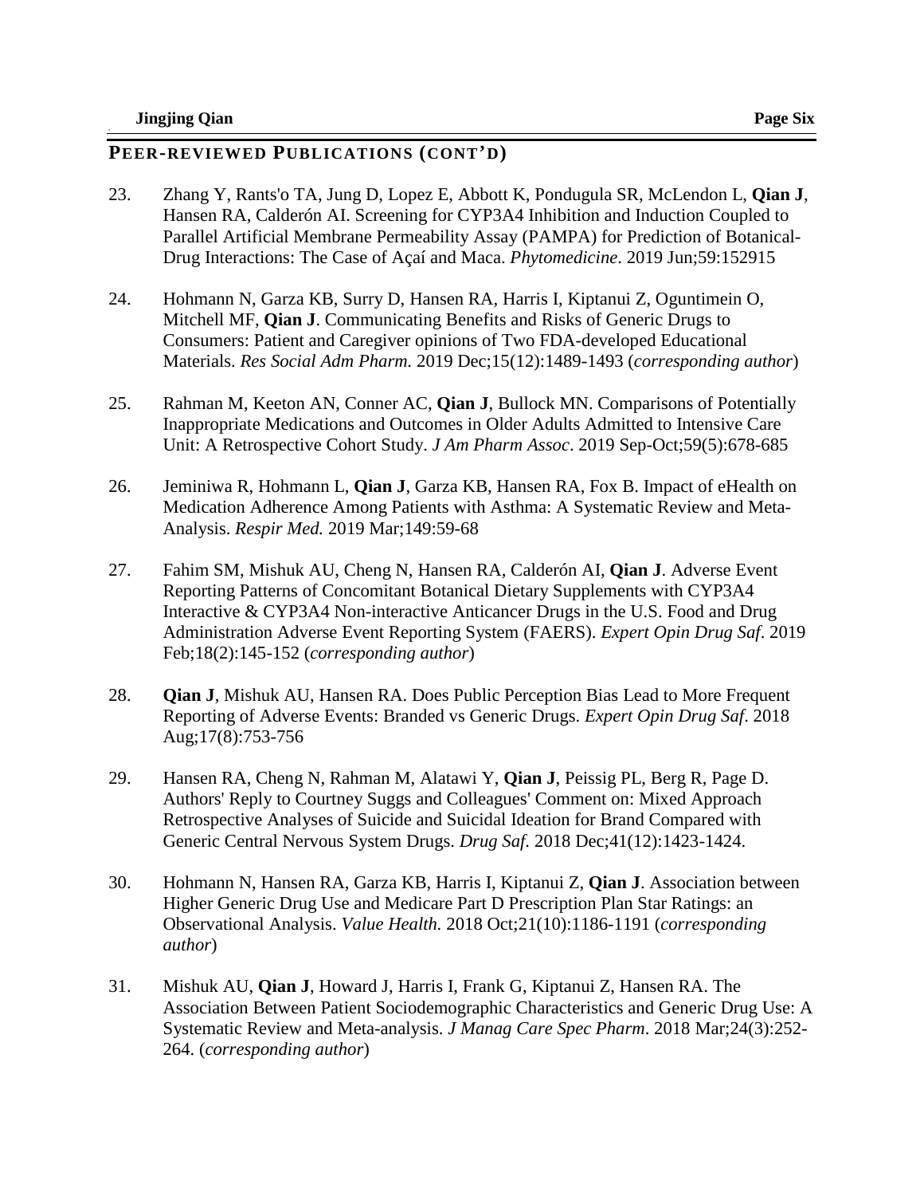## PEER-REVIEWED PUBLICATIONS (CONT'D)

23. Zhang Y, Rants'o TA, Jung D, Lopez E, Abbott K, Pondugula SR, McLendon L, **Qian J**, Hansen RA, Calderón AI. Screening for CYP3A4 Inhibition and Induction Coupled to Parallel Artificial Membrane Permeability Assay (PAMPA) for Prediction of Botanical-Drug Interactions: The Case of Açaí and Maca. *Phytomedicine*. 2019 Jun;59:152915

24. Hohmann N, Garza KB, Surry D, Hansen RA, Harris I, Kiptanui Z, Oguntimein O, Mitchell MF, **Qian J**. Communicating Benefits and Risks of Generic Drugs to Consumers: Patient and Caregiver opinions of Two FDA-developed Educational Materials. *Res Social Adm Pharm.* 2019 Dec;15(12):1489-1493 (*corresponding author*)

25. Rahman M, Keeton AN, Conner AC, **Qian J**, Bullock MN. Comparisons of Potentially Inappropriate Medications and Outcomes in Older Adults Admitted to Intensive Care Unit: A Retrospective Cohort Study. *J Am Pharm Assoc*. 2019 Sep-Oct;59(5):678-685

26. Jeminiwa R, Hohmann L, **Qian J**, Garza KB, Hansen RA, Fox B. Impact of eHealth on Medication Adherence Among Patients with Asthma: A Systematic Review and Meta-Analysis. *Respir Med.* 2019 Mar;149:59-68

27. Fahim SM, Mishuk AU, Cheng N, Hansen RA, Calderón AI, **Qian J**. Adverse Event Reporting Patterns of Concomitant Botanical Dietary Supplements with CYP3A4 Interactive & CYP3A4 Non-interactive Anticancer Drugs in the U.S. Food and Drug Administration Adverse Event Reporting System (FAERS). *Expert Opin Drug Saf*. 2019 Feb;18(2):145-152 (*corresponding author*)

28. **Qian J**, Mishuk AU, Hansen RA. Does Public Perception Bias Lead to More Frequent Reporting of Adverse Events: Branded vs Generic Drugs. *Expert Opin Drug Saf*. 2018 Aug;17(8):753-756

29. Hansen RA, Cheng N, Rahman M, Alatawi Y, **Qian J**, Peissig PL, Berg R, Page D. Authors' Reply to Courtney Suggs and Colleagues' Comment on: Mixed Approach Retrospective Analyses of Suicide and Suicidal Ideation for Brand Compared with Generic Central Nervous System Drugs. *Drug Saf.* 2018 Dec;41(12):1423-1424.

30. Hohmann N, Hansen RA, Garza KB, Harris I, Kiptanui Z, **Qian J**. Association between Higher Generic Drug Use and Medicare Part D Prescription Plan Star Ratings: an Observational Analysis. *Value Health.* 2018 Oct;21(10):1186-1191 (*corresponding author*)

31. Mishuk AU, **Qian J**, Howard J, Harris I, Frank G, Kiptanui Z, Hansen RA. The Association Between Patient Sociodemographic Characteristics and Generic Drug Use: A Systematic Review and Meta-analysis. *J Manag Care Spec Pharm*. 2018 Mar;24(3):252-264. (*corresponding author*)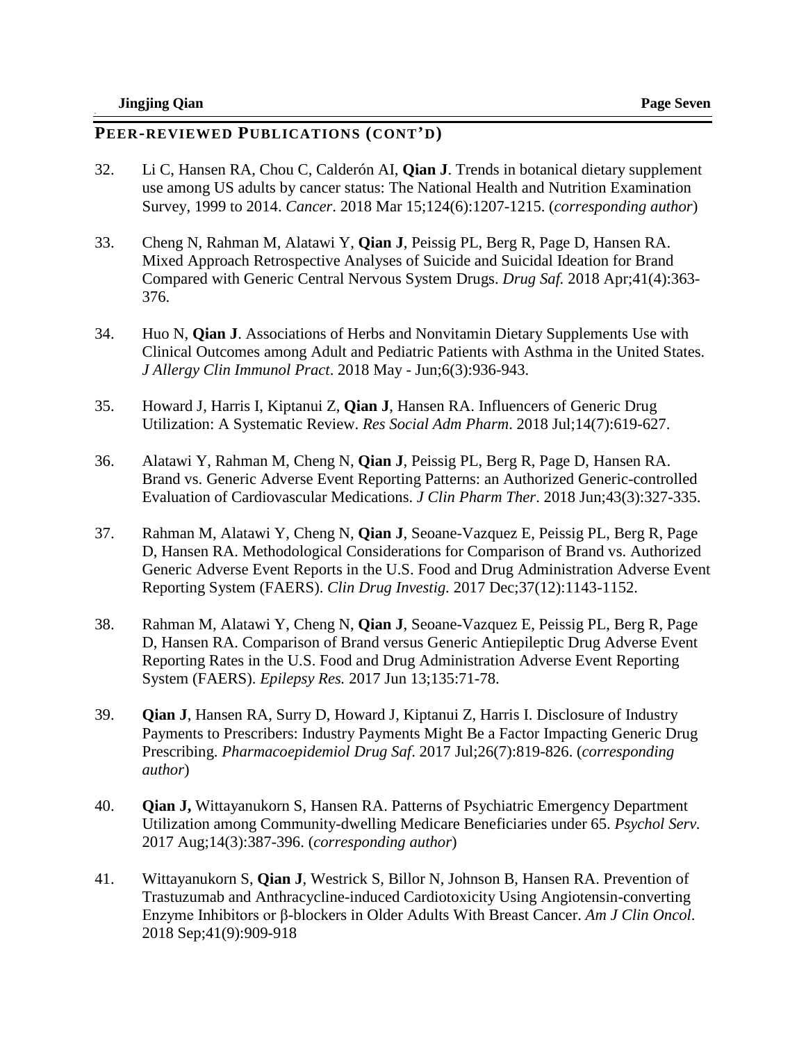## PEER-REVIEWED PUBLICATIONS (CONT'D)

32. Li C, Hansen RA, Chou C, Calderón AI, **Qian J**. Trends in botanical dietary supplement use among US adults by cancer status: The National Health and Nutrition Examination Survey, 1999 to 2014. *Cancer*. 2018 Mar 15;124(6):1207-1215. (*corresponding author*)

33. Cheng N, Rahman M, Alatawi Y, **Qian J**, Peissig PL, Berg R, Page D, Hansen RA. Mixed Approach Retrospective Analyses of Suicide and Suicidal Ideation for Brand Compared with Generic Central Nervous System Drugs. *Drug Saf.* 2018 Apr;41(4):363-376.

34. Huo N, **Qian J**. Associations of Herbs and Nonvitamin Dietary Supplements Use with Clinical Outcomes among Adult and Pediatric Patients with Asthma in the United States. *J Allergy Clin Immunol Pract*. 2018 May - Jun;6(3):936-943.

35. Howard J, Harris I, Kiptanui Z, **Qian J**, Hansen RA. Influencers of Generic Drug Utilization: A Systematic Review. *Res Social Adm Pharm*. 2018 Jul;14(7):619-627.

36. Alatawi Y, Rahman M, Cheng N, **Qian J**, Peissig PL, Berg R, Page D, Hansen RA. Brand vs. Generic Adverse Event Reporting Patterns: an Authorized Generic-controlled Evaluation of Cardiovascular Medications. *J Clin Pharm Ther*. 2018 Jun;43(3):327-335.

37. Rahman M, Alatawi Y, Cheng N, **Qian J**, Seoane-Vazquez E, Peissig PL, Berg R, Page D, Hansen RA. Methodological Considerations for Comparison of Brand vs. Authorized Generic Adverse Event Reports in the U.S. Food and Drug Administration Adverse Event Reporting System (FAERS). *Clin Drug Investig.* 2017 Dec;37(12):1143-1152.

38. Rahman M, Alatawi Y, Cheng N, **Qian J**, Seoane-Vazquez E, Peissig PL, Berg R, Page D, Hansen RA. Comparison of Brand versus Generic Antiepileptic Drug Adverse Event Reporting Rates in the U.S. Food and Drug Administration Adverse Event Reporting System (FAERS). *Epilepsy Res.* 2017 Jun 13;135:71-78.

39. **Qian J**, Hansen RA, Surry D, Howard J, Kiptanui Z, Harris I. Disclosure of Industry Payments to Prescribers: Industry Payments Might Be a Factor Impacting Generic Drug Prescribing. *Pharmacoepidemiol Drug Saf*. 2017 Jul;26(7):819-826. (*corresponding author*)

40. **Qian J,** Wittayanukorn S, Hansen RA. Patterns of Psychiatric Emergency Department Utilization among Community-dwelling Medicare Beneficiaries under 65. *Psychol Serv.* 2017 Aug;14(3):387-396. (*corresponding author*)

41. Wittayanukorn S, **Qian J**, Westrick S, Billor N, Johnson B, Hansen RA. Prevention of Trastuzumab and Anthracycline-induced Cardiotoxicity Using Angiotensin-converting Enzyme Inhibitors or β-blockers in Older Adults With Breast Cancer. *Am J Clin Oncol*. 2018 Sep;41(9):909-918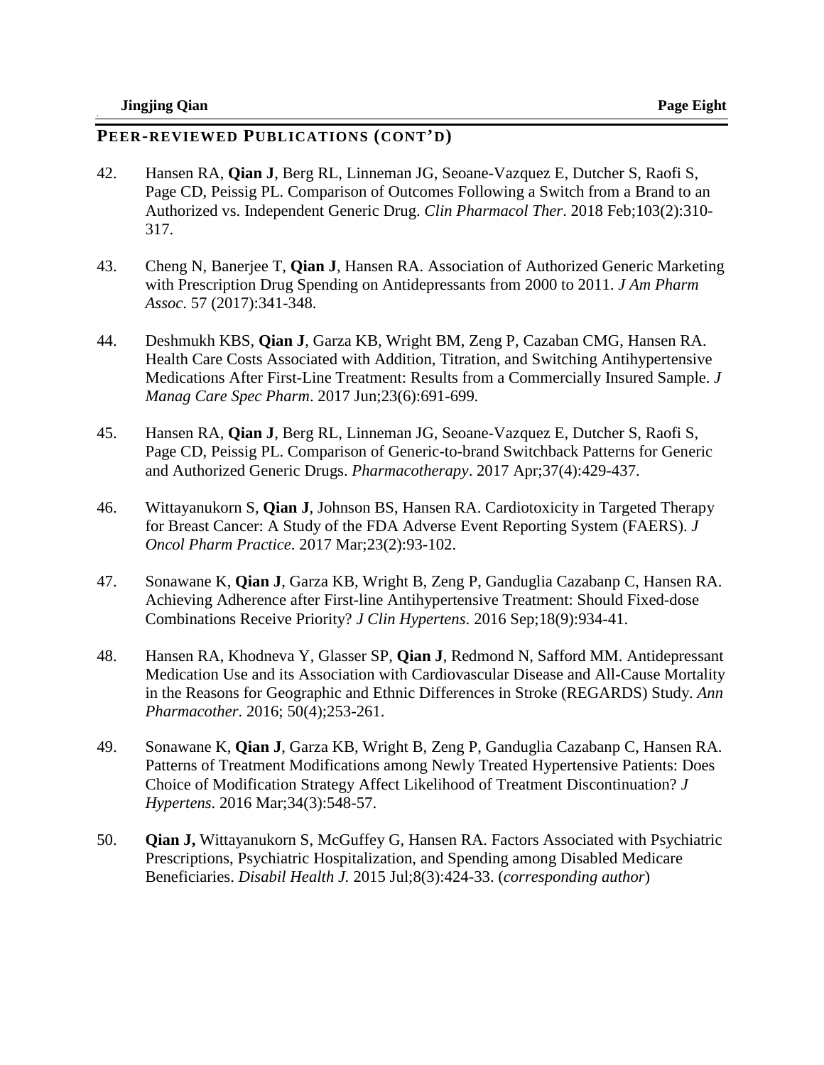## PEER-REVIEWED PUBLICATIONS (CONT'D)

42. Hansen RA, **Qian J**, Berg RL, Linneman JG, Seoane-Vazquez E, Dutcher S, Raofi S, Page CD, Peissig PL. Comparison of Outcomes Following a Switch from a Brand to an Authorized vs. Independent Generic Drug. *Clin Pharmacol Ther*. 2018 Feb;103(2):310-317.

43. Cheng N, Banerjee T, **Qian J**, Hansen RA. Association of Authorized Generic Marketing with Prescription Drug Spending on Antidepressants from 2000 to 2011. *J Am Pharm Assoc*. 57 (2017):341-348.

44. Deshmukh KBS, **Qian J**, Garza KB, Wright BM, Zeng P, Cazaban CMG, Hansen RA. Health Care Costs Associated with Addition, Titration, and Switching Antihypertensive Medications After First-Line Treatment: Results from a Commercially Insured Sample. *J Manag Care Spec Pharm*. 2017 Jun;23(6):691-699.

45. Hansen RA, **Qian J**, Berg RL, Linneman JG, Seoane-Vazquez E, Dutcher S, Raofi S, Page CD, Peissig PL. Comparison of Generic-to-brand Switchback Patterns for Generic and Authorized Generic Drugs. *Pharmacotherapy*. 2017 Apr;37(4):429-437.

46. Wittayanukorn S, **Qian J**, Johnson BS, Hansen RA. Cardiotoxicity in Targeted Therapy for Breast Cancer: A Study of the FDA Adverse Event Reporting System (FAERS). *J Oncol Pharm Practice*. 2017 Mar;23(2):93-102.

47. Sonawane K, **Qian J**, Garza KB, Wright B, Zeng P, Ganduglia Cazabanp C, Hansen RA. Achieving Adherence after First-line Antihypertensive Treatment: Should Fixed-dose Combinations Receive Priority? *J Clin Hypertens*. 2016 Sep;18(9):934-41.

48. Hansen RA, Khodneva Y, Glasser SP, **Qian J**, Redmond N, Safford MM. Antidepressant Medication Use and its Association with Cardiovascular Disease and All-Cause Mortality in the Reasons for Geographic and Ethnic Differences in Stroke (REGARDS) Study. *Ann Pharmacother*. 2016; 50(4);253-261.

49. Sonawane K, **Qian J**, Garza KB, Wright B, Zeng P, Ganduglia Cazabanp C, Hansen RA. Patterns of Treatment Modifications among Newly Treated Hypertensive Patients: Does Choice of Modification Strategy Affect Likelihood of Treatment Discontinuation? *J Hypertens*. 2016 Mar;34(3):548-57.

50. **Qian J,** Wittayanukorn S, McGuffey G, Hansen RA. Factors Associated with Psychiatric Prescriptions, Psychiatric Hospitalization, and Spending among Disabled Medicare Beneficiaries. *Disabil Health J.* 2015 Jul;8(3):424-33. (*corresponding author*)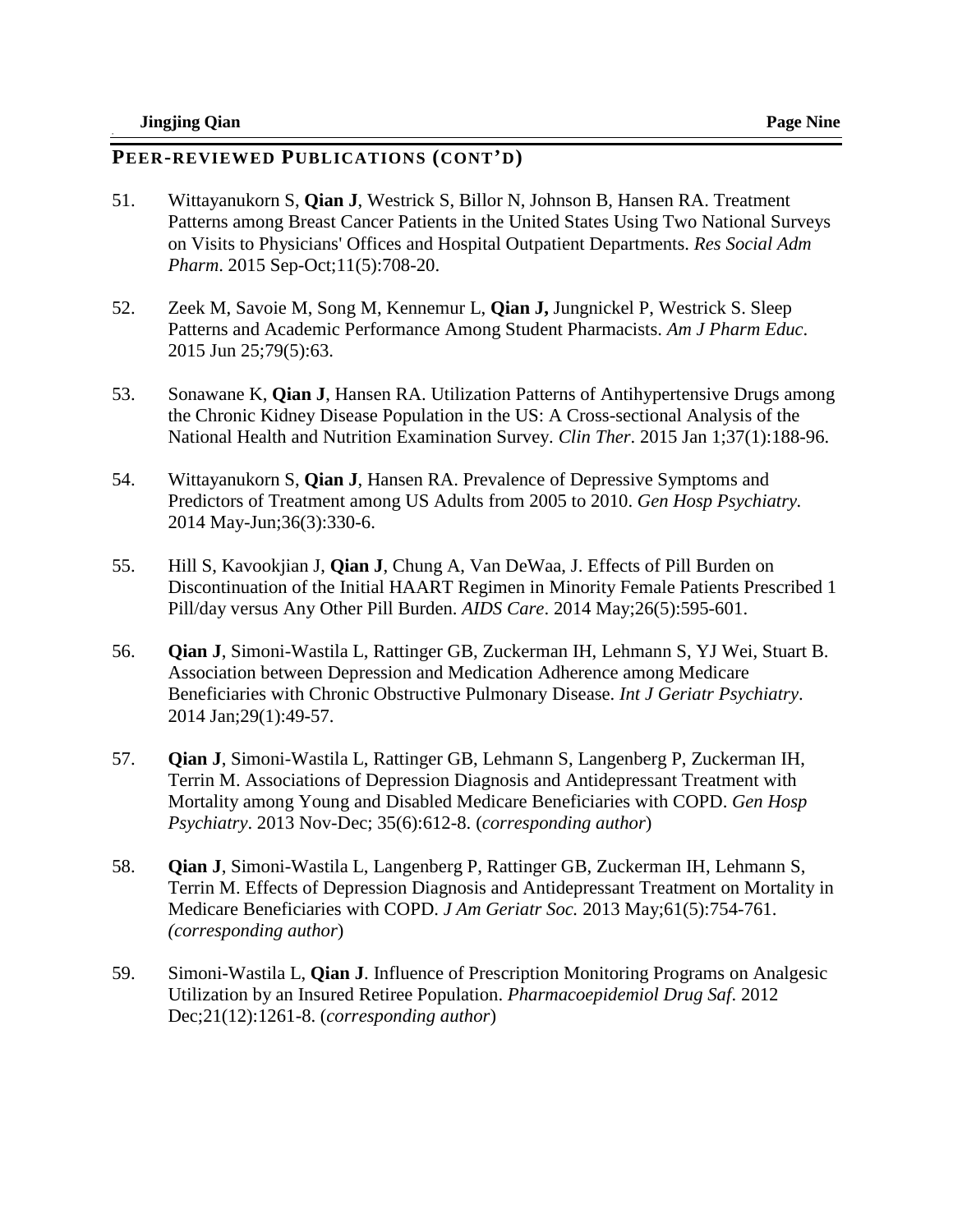## PEER-REVIEWED PUBLICATIONS (CONT'D)

51. Wittayanukorn S, **Qian J**, Westrick S, Billor N, Johnson B, Hansen RA. Treatment Patterns among Breast Cancer Patients in the United States Using Two National Surveys on Visits to Physicians' Offices and Hospital Outpatient Departments. *Res Social Adm Pharm*. 2015 Sep-Oct;11(5):708-20.

52. Zeek M, Savoie M, Song M, Kennemur L, **Qian J,** Jungnickel P, Westrick S. Sleep Patterns and Academic Performance Among Student Pharmacists. *Am J Pharm Educ*. 2015 Jun 25;79(5):63.

53. Sonawane K, **Qian J**, Hansen RA. Utilization Patterns of Antihypertensive Drugs among the Chronic Kidney Disease Population in the US: A Cross-sectional Analysis of the National Health and Nutrition Examination Survey. *Clin Ther*. 2015 Jan 1;37(1):188-96.

54. Wittayanukorn S, **Qian J**, Hansen RA. Prevalence of Depressive Symptoms and Predictors of Treatment among US Adults from 2005 to 2010. *Gen Hosp Psychiatry.* 2014 May-Jun;36(3):330-6.

55. Hill S, Kavookjian J, **Qian J**, Chung A, Van DeWaa, J. Effects of Pill Burden on Discontinuation of the Initial HAART Regimen in Minority Female Patients Prescribed 1 Pill/day versus Any Other Pill Burden. *AIDS Care*. 2014 May;26(5):595-601.

56. **Qian J**, Simoni-Wastila L, Rattinger GB, Zuckerman IH, Lehmann S, YJ Wei, Stuart B. Association between Depression and Medication Adherence among Medicare Beneficiaries with Chronic Obstructive Pulmonary Disease. *Int J Geriatr Psychiatry*. 2014 Jan;29(1):49-57.

57. **Qian J**, Simoni-Wastila L, Rattinger GB, Lehmann S, Langenberg P, Zuckerman IH, Terrin M. Associations of Depression Diagnosis and Antidepressant Treatment with Mortality among Young and Disabled Medicare Beneficiaries with COPD. *Gen Hosp Psychiatry*. 2013 Nov-Dec; 35(6):612-8. (*corresponding author*)

58. **Qian J**, Simoni-Wastila L, Langenberg P, Rattinger GB, Zuckerman IH, Lehmann S, Terrin M. Effects of Depression Diagnosis and Antidepressant Treatment on Mortality in Medicare Beneficiaries with COPD. *J Am Geriatr Soc.* 2013 May;61(5):754-761. *(corresponding author*)

59. Simoni-Wastila L, **Qian J**. Influence of Prescription Monitoring Programs on Analgesic Utilization by an Insured Retiree Population. *Pharmacoepidemiol Drug Saf*. 2012 Dec;21(12):1261-8. (*corresponding author*)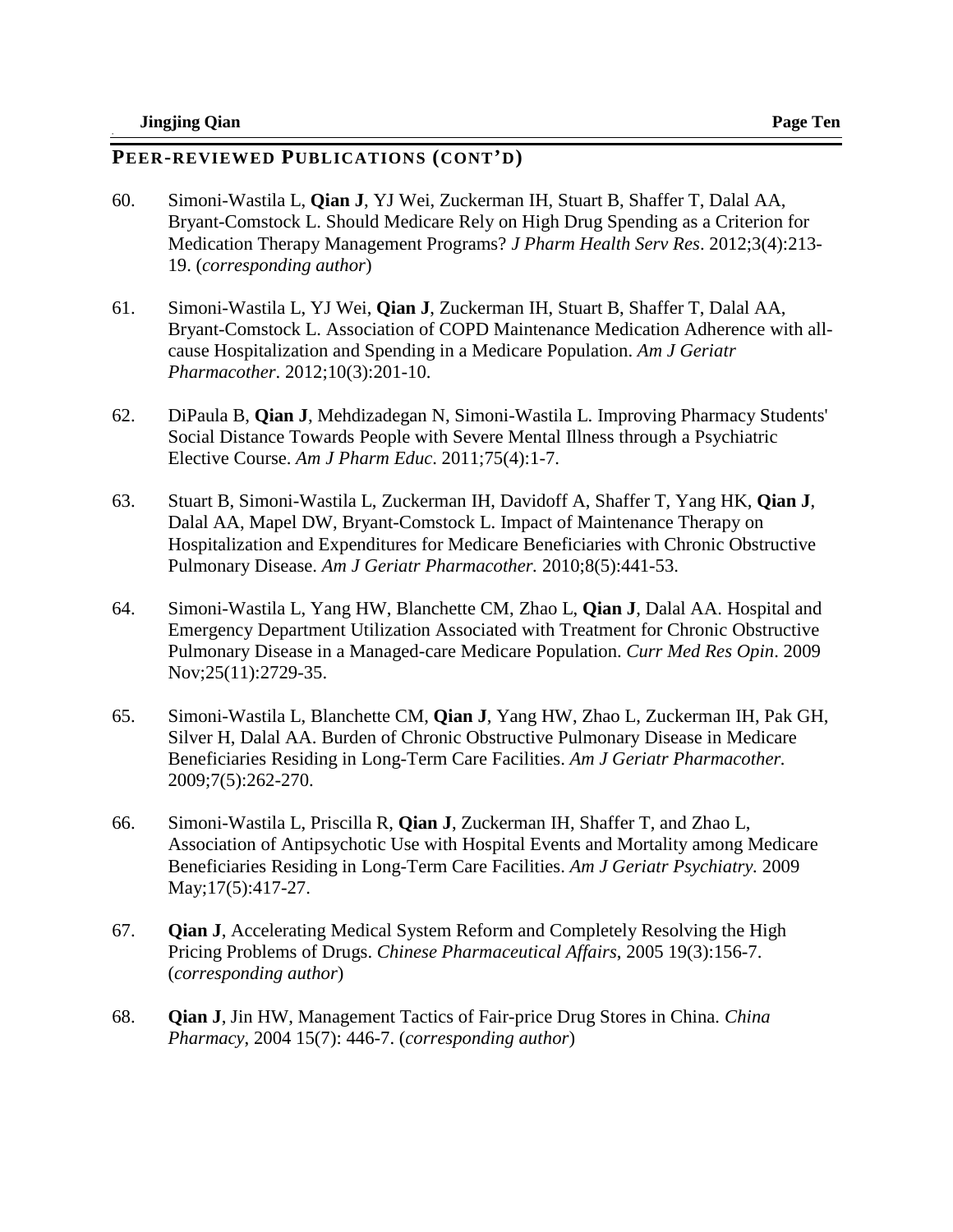## PEER-REVIEWED PUBLICATIONS (CONT'D)

60. Simoni-Wastila L, **Qian J**, YJ Wei, Zuckerman IH, Stuart B, Shaffer T, Dalal AA, Bryant-Comstock L. Should Medicare Rely on High Drug Spending as a Criterion for Medication Therapy Management Programs? *J Pharm Health Serv Res*. 2012;3(4):213-19. (*corresponding author*)

61. Simoni-Wastila L, YJ Wei, **Qian J**, Zuckerman IH, Stuart B, Shaffer T, Dalal AA, Bryant-Comstock L. Association of COPD Maintenance Medication Adherence with all-cause Hospitalization and Spending in a Medicare Population. *Am J Geriatr Pharmacother*. 2012;10(3):201-10.

62. DiPaula B, **Qian J**, Mehdizadegan N, Simoni-Wastila L. Improving Pharmacy Students' Social Distance Towards People with Severe Mental Illness through a Psychiatric Elective Course. *Am J Pharm Educ*. 2011;75(4):1-7.

63. Stuart B, Simoni-Wastila L, Zuckerman IH, Davidoff A, Shaffer T, Yang HK, **Qian J**, Dalal AA, Mapel DW, Bryant-Comstock L. Impact of Maintenance Therapy on Hospitalization and Expenditures for Medicare Beneficiaries with Chronic Obstructive Pulmonary Disease. *Am J Geriatr Pharmacother.* 2010;8(5):441-53.

64. Simoni-Wastila L, Yang HW, Blanchette CM, Zhao L, **Qian J**, Dalal AA. Hospital and Emergency Department Utilization Associated with Treatment for Chronic Obstructive Pulmonary Disease in a Managed-care Medicare Population. *Curr Med Res Opin*. 2009 Nov;25(11):2729-35.

65. Simoni-Wastila L, Blanchette CM, **Qian J**, Yang HW, Zhao L, Zuckerman IH, Pak GH, Silver H, Dalal AA. Burden of Chronic Obstructive Pulmonary Disease in Medicare Beneficiaries Residing in Long-Term Care Facilities. *Am J Geriatr Pharmacother.* 2009;7(5):262-270.

66. Simoni-Wastila L, Priscilla R, **Qian J**, Zuckerman IH, Shaffer T, and Zhao L, Association of Antipsychotic Use with Hospital Events and Mortality among Medicare Beneficiaries Residing in Long-Term Care Facilities. *Am J Geriatr Psychiatry.* 2009 May;17(5):417-27.

67. **Qian J**, Accelerating Medical System Reform and Completely Resolving the High Pricing Problems of Drugs. *Chinese Pharmaceutical Affairs*, 2005 19(3):156-7. (*corresponding author*)

68. **Qian J**, Jin HW, Management Tactics of Fair-price Drug Stores in China. *China Pharmacy*, 2004 15(7): 446-7. (*corresponding author*)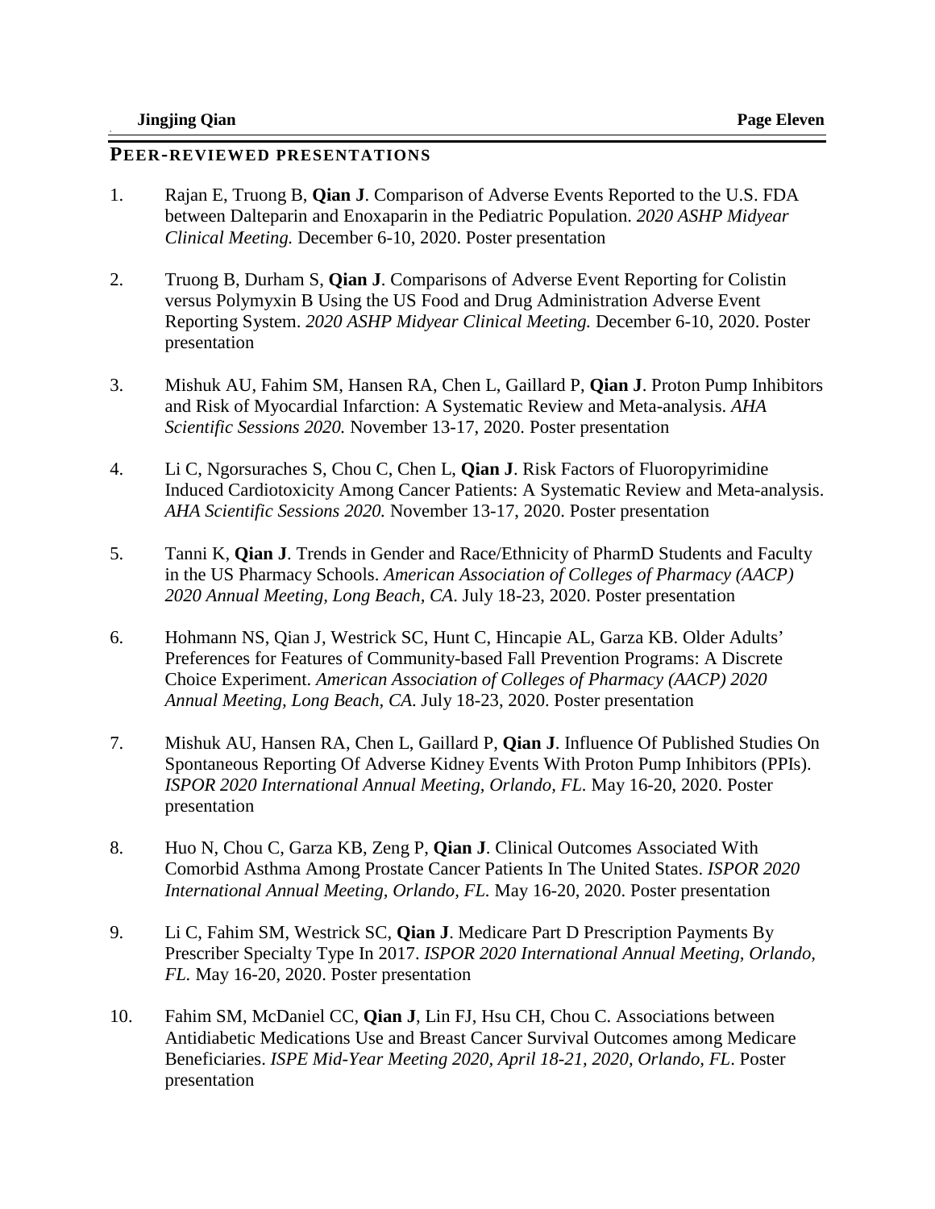## PEER-REVIEWED PRESENTATIONS

1. Rajan E, Truong B, **Qian J**. Comparison of Adverse Events Reported to the U.S. FDA between Dalteparin and Enoxaparin in the Pediatric Population. *2020 ASHP Midyear Clinical Meeting.* December 6-10, 2020. Poster presentation

2. Truong B, Durham S, **Qian J**. Comparisons of Adverse Event Reporting for Colistin versus Polymyxin B Using the US Food and Drug Administration Adverse Event Reporting System. *2020 ASHP Midyear Clinical Meeting.* December 6-10, 2020. Poster presentation

3. Mishuk AU, Fahim SM, Hansen RA, Chen L, Gaillard P, **Qian J**. Proton Pump Inhibitors and Risk of Myocardial Infarction: A Systematic Review and Meta-analysis. *AHA Scientific Sessions 2020.* November 13-17, 2020. Poster presentation

4. Li C, Ngorsuraches S, Chou C, Chen L, **Qian J**. Risk Factors of Fluoropyrimidine Induced Cardiotoxicity Among Cancer Patients: A Systematic Review and Meta-analysis. *AHA Scientific Sessions 2020.* November 13-17, 2020. Poster presentation

5. Tanni K, **Qian J**. Trends in Gender and Race/Ethnicity of PharmD Students and Faculty in the US Pharmacy Schools. *American Association of Colleges of Pharmacy (AACP) 2020 Annual Meeting, Long Beach, CA*. July 18-23, 2020. Poster presentation

6. Hohmann NS, Qian J, Westrick SC, Hunt C, Hincapie AL, Garza KB. Older Adults' Preferences for Features of Community-based Fall Prevention Programs: A Discrete Choice Experiment. *American Association of Colleges of Pharmacy (AACP) 2020 Annual Meeting, Long Beach, CA*. July 18-23, 2020. Poster presentation

7. Mishuk AU, Hansen RA, Chen L, Gaillard P, **Qian J**. Influence Of Published Studies On Spontaneous Reporting Of Adverse Kidney Events With Proton Pump Inhibitors (PPIs). *ISPOR 2020 International Annual Meeting, Orlando, FL.* May 16-20, 2020. Poster presentation

8. Huo N, Chou C, Garza KB, Zeng P, **Qian J**. Clinical Outcomes Associated With Comorbid Asthma Among Prostate Cancer Patients In The United States. *ISPOR 2020 International Annual Meeting, Orlando, FL.* May 16-20, 2020. Poster presentation

9. Li C, Fahim SM, Westrick SC, **Qian J**. Medicare Part D Prescription Payments By Prescriber Specialty Type In 2017. *ISPOR 2020 International Annual Meeting, Orlando, FL.* May 16-20, 2020. Poster presentation

10. Fahim SM, McDaniel CC, **Qian J**, Lin FJ, Hsu CH, Chou C. Associations between Antidiabetic Medications Use and Breast Cancer Survival Outcomes among Medicare Beneficiaries. *ISPE Mid-Year Meeting 2020, April 18-21, 2020, Orlando, FL*. Poster presentation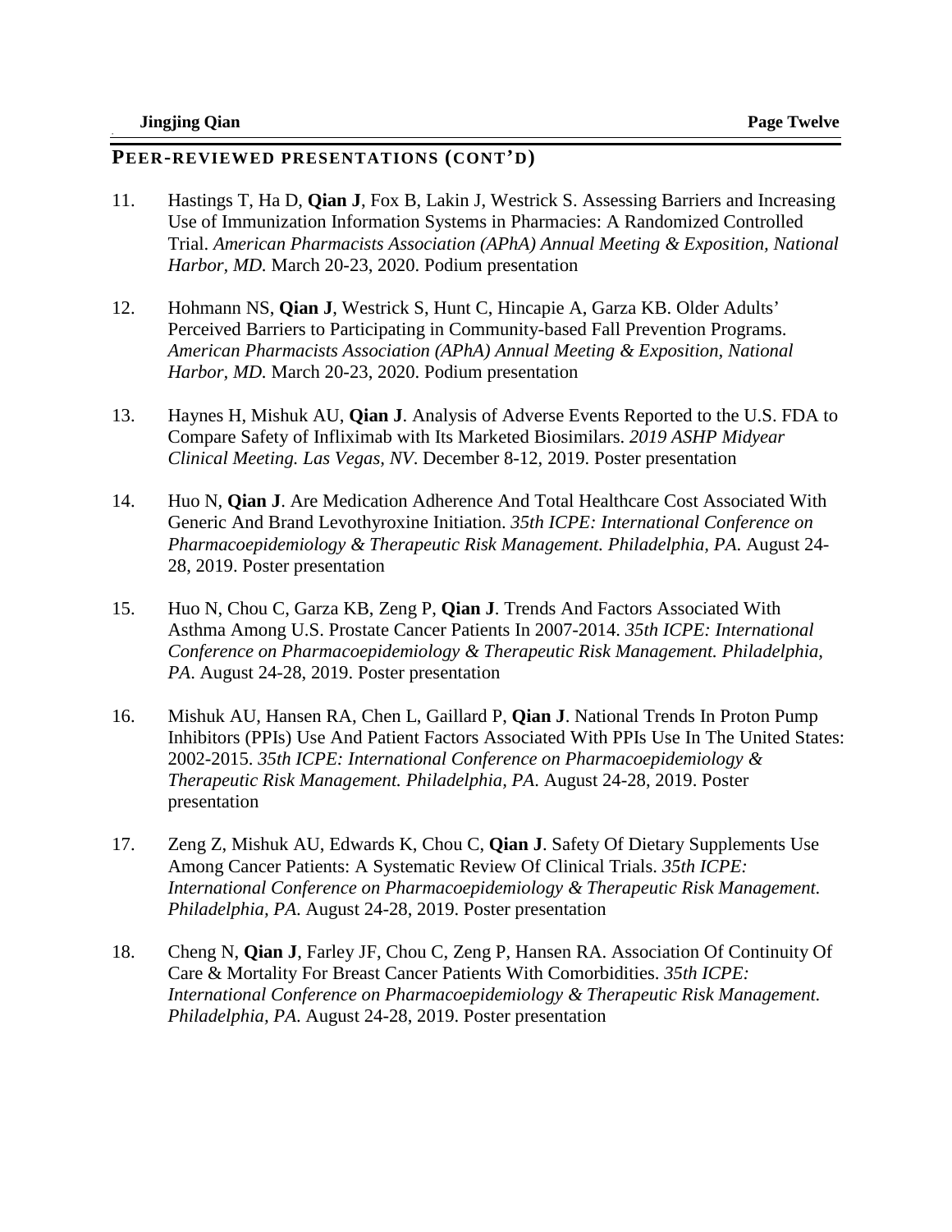## PEER-REVIEWED PRESENTATIONS (CONT'D)

11. Hastings T, Ha D, **Qian J**, Fox B, Lakin J, Westrick S. Assessing Barriers and Increasing Use of Immunization Information Systems in Pharmacies: A Randomized Controlled Trial. *American Pharmacists Association (APhA) Annual Meeting & Exposition, National Harbor, MD.* March 20-23, 2020. Podium presentation

12. Hohmann NS, **Qian J**, Westrick S, Hunt C, Hincapie A, Garza KB. Older Adults' Perceived Barriers to Participating in Community-based Fall Prevention Programs. *American Pharmacists Association (APhA) Annual Meeting & Exposition, National Harbor, MD.* March 20-23, 2020. Podium presentation

13. Haynes H, Mishuk AU, **Qian J**. Analysis of Adverse Events Reported to the U.S. FDA to Compare Safety of Infliximab with Its Marketed Biosimilars. *2019 ASHP Midyear Clinical Meeting. Las Vegas, NV*. December 8-12, 2019. Poster presentation

14. Huo N, **Qian J**. Are Medication Adherence And Total Healthcare Cost Associated With Generic And Brand Levothyroxine Initiation. *35th ICPE: International Conference on Pharmacoepidemiology & Therapeutic Risk Management. Philadelphia, PA.* August 24-28, 2019. Poster presentation

15. Huo N, Chou C, Garza KB, Zeng P, **Qian J**. Trends And Factors Associated With Asthma Among U.S. Prostate Cancer Patients In 2007-2014. *35th ICPE: International Conference on Pharmacoepidemiology & Therapeutic Risk Management. Philadelphia, PA*. August 24-28, 2019. Poster presentation

16. Mishuk AU, Hansen RA, Chen L, Gaillard P, **Qian J**. National Trends In Proton Pump Inhibitors (PPIs) Use And Patient Factors Associated With PPIs Use In The United States: 2002-2015. *35th ICPE: International Conference on Pharmacoepidemiology & Therapeutic Risk Management. Philadelphia, PA*. August 24-28, 2019. Poster presentation

17. Zeng Z, Mishuk AU, Edwards K, Chou C, **Qian J**. Safety Of Dietary Supplements Use Among Cancer Patients: A Systematic Review Of Clinical Trials. *35th ICPE: International Conference on Pharmacoepidemiology & Therapeutic Risk Management. Philadelphia, PA.* August 24-28, 2019. Poster presentation

18. Cheng N, **Qian J**, Farley JF, Chou C, Zeng P, Hansen RA. Association Of Continuity Of Care & Mortality For Breast Cancer Patients With Comorbidities. *35th ICPE: International Conference on Pharmacoepidemiology & Therapeutic Risk Management. Philadelphia, PA.* August 24-28, 2019. Poster presentation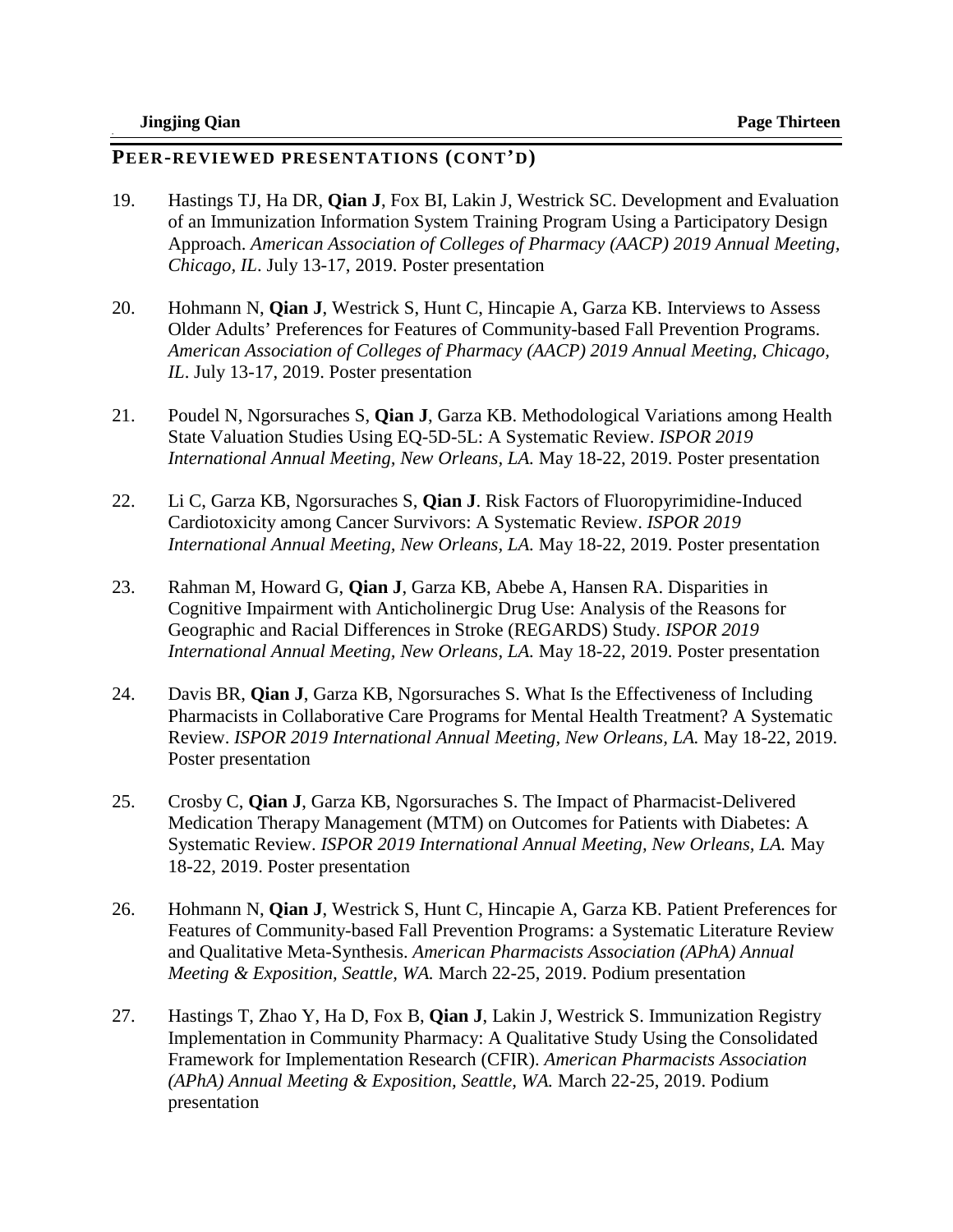## PEER-REVIEWED PRESENTATIONS (CONT'D)

19. Hastings TJ, Ha DR, **Qian J**, Fox BI, Lakin J, Westrick SC. Development and Evaluation of an Immunization Information System Training Program Using a Participatory Design Approach. *American Association of Colleges of Pharmacy (AACP) 2019 Annual Meeting, Chicago, IL*. July 13-17, 2019. Poster presentation

20. Hohmann N, **Qian J**, Westrick S, Hunt C, Hincapie A, Garza KB. Interviews to Assess Older Adults' Preferences for Features of Community-based Fall Prevention Programs. *American Association of Colleges of Pharmacy (AACP) 2019 Annual Meeting, Chicago, IL*. July 13-17, 2019. Poster presentation

21. Poudel N, Ngorsuraches S, **Qian J**, Garza KB. Methodological Variations among Health State Valuation Studies Using EQ-5D-5L: A Systematic Review. *ISPOR 2019 International Annual Meeting, New Orleans, LA.* May 18-22, 2019. Poster presentation

22. Li C, Garza KB, Ngorsuraches S, **Qian J**. Risk Factors of Fluoropyrimidine-Induced Cardiotoxicity among Cancer Survivors: A Systematic Review. *ISPOR 2019 International Annual Meeting, New Orleans, LA.* May 18-22, 2019. Poster presentation

23. Rahman M, Howard G, **Qian J**, Garza KB, Abebe A, Hansen RA. Disparities in Cognitive Impairment with Anticholinergic Drug Use: Analysis of the Reasons for Geographic and Racial Differences in Stroke (REGARDS) Study. *ISPOR 2019 International Annual Meeting, New Orleans, LA.* May 18-22, 2019. Poster presentation

24. Davis BR, **Qian J**, Garza KB, Ngorsuraches S. What Is the Effectiveness of Including Pharmacists in Collaborative Care Programs for Mental Health Treatment? A Systematic Review. *ISPOR 2019 International Annual Meeting, New Orleans, LA.* May 18-22, 2019. Poster presentation

25. Crosby C, **Qian J**, Garza KB, Ngorsuraches S. The Impact of Pharmacist-Delivered Medication Therapy Management (MTM) on Outcomes for Patients with Diabetes: A Systematic Review. *ISPOR 2019 International Annual Meeting, New Orleans, LA.* May 18-22, 2019. Poster presentation

26. Hohmann N, **Qian J**, Westrick S, Hunt C, Hincapie A, Garza KB. Patient Preferences for Features of Community-based Fall Prevention Programs: a Systematic Literature Review and Qualitative Meta-Synthesis. *American Pharmacists Association (APhA) Annual Meeting & Exposition, Seattle, WA.* March 22-25, 2019. Podium presentation

27. Hastings T, Zhao Y, Ha D, Fox B, **Qian J**, Lakin J, Westrick S. Immunization Registry Implementation in Community Pharmacy: A Qualitative Study Using the Consolidated Framework for Implementation Research (CFIR). *American Pharmacists Association (APhA) Annual Meeting & Exposition, Seattle, WA.* March 22-25, 2019. Podium presentation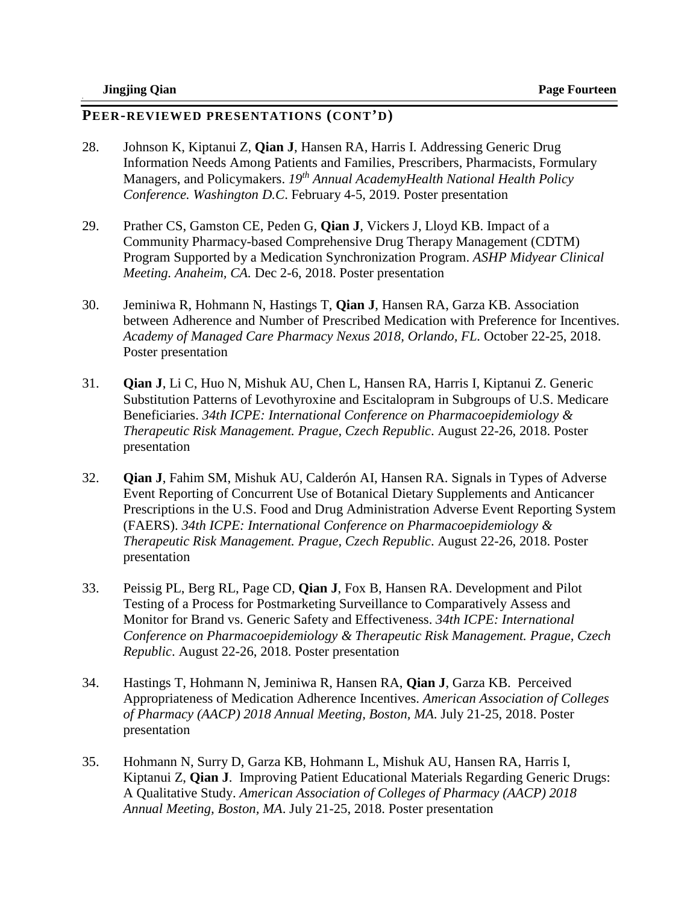## PEER-REVIEWED PRESENTATIONS (CONT'D)

28. Johnson K, Kiptanui Z, **Qian J**, Hansen RA, Harris I. Addressing Generic Drug Information Needs Among Patients and Families, Prescribers, Pharmacists, Formulary Managers, and Policymakers. *19th Annual AcademyHealth National Health Policy Conference. Washington D.C*. February 4-5, 2019. Poster presentation

29. Prather CS, Gamston CE, Peden G, **Qian J**, Vickers J, Lloyd KB. Impact of a Community Pharmacy-based Comprehensive Drug Therapy Management (CDTM) Program Supported by a Medication Synchronization Program. *ASHP Midyear Clinical Meeting. Anaheim, CA.* Dec 2-6, 2018. Poster presentation

30. Jeminiwa R, Hohmann N, Hastings T, **Qian J**, Hansen RA, Garza KB. Association between Adherence and Number of Prescribed Medication with Preference for Incentives. *Academy of Managed Care Pharmacy Nexus 2018, Orlando, FL.* October 22-25, 2018. Poster presentation

31. **Qian J**, Li C, Huo N, Mishuk AU, Chen L, Hansen RA, Harris I, Kiptanui Z. Generic Substitution Patterns of Levothyroxine and Escitalopram in Subgroups of U.S. Medicare Beneficiaries. *34th ICPE: International Conference on Pharmacoepidemiology & Therapeutic Risk Management. Prague, Czech Republic*. August 22-26, 2018. Poster presentation

32. **Qian J**, Fahim SM, Mishuk AU, Calderón AI, Hansen RA. Signals in Types of Adverse Event Reporting of Concurrent Use of Botanical Dietary Supplements and Anticancer Prescriptions in the U.S. Food and Drug Administration Adverse Event Reporting System (FAERS). *34th ICPE: International Conference on Pharmacoepidemiology & Therapeutic Risk Management. Prague, Czech Republic*. August 22-26, 2018. Poster presentation

33. Peissig PL, Berg RL, Page CD, **Qian J**, Fox B, Hansen RA. Development and Pilot Testing of a Process for Postmarketing Surveillance to Comparatively Assess and Monitor for Brand vs. Generic Safety and Effectiveness. *34th ICPE: International Conference on Pharmacoepidemiology & Therapeutic Risk Management. Prague, Czech Republic*. August 22-26, 2018. Poster presentation

34. Hastings T, Hohmann N, Jeminiwa R, Hansen RA, **Qian J**, Garza KB. Perceived Appropriateness of Medication Adherence Incentives. *American Association of Colleges of Pharmacy (AACP) 2018 Annual Meeting, Boston, MA*. July 21-25, 2018. Poster presentation

35. Hohmann N, Surry D, Garza KB, Hohmann L, Mishuk AU, Hansen RA, Harris I, Kiptanui Z, **Qian J**. Improving Patient Educational Materials Regarding Generic Drugs: A Qualitative Study. *American Association of Colleges of Pharmacy (AACP) 2018 Annual Meeting, Boston, MA*. July 21-25, 2018. Poster presentation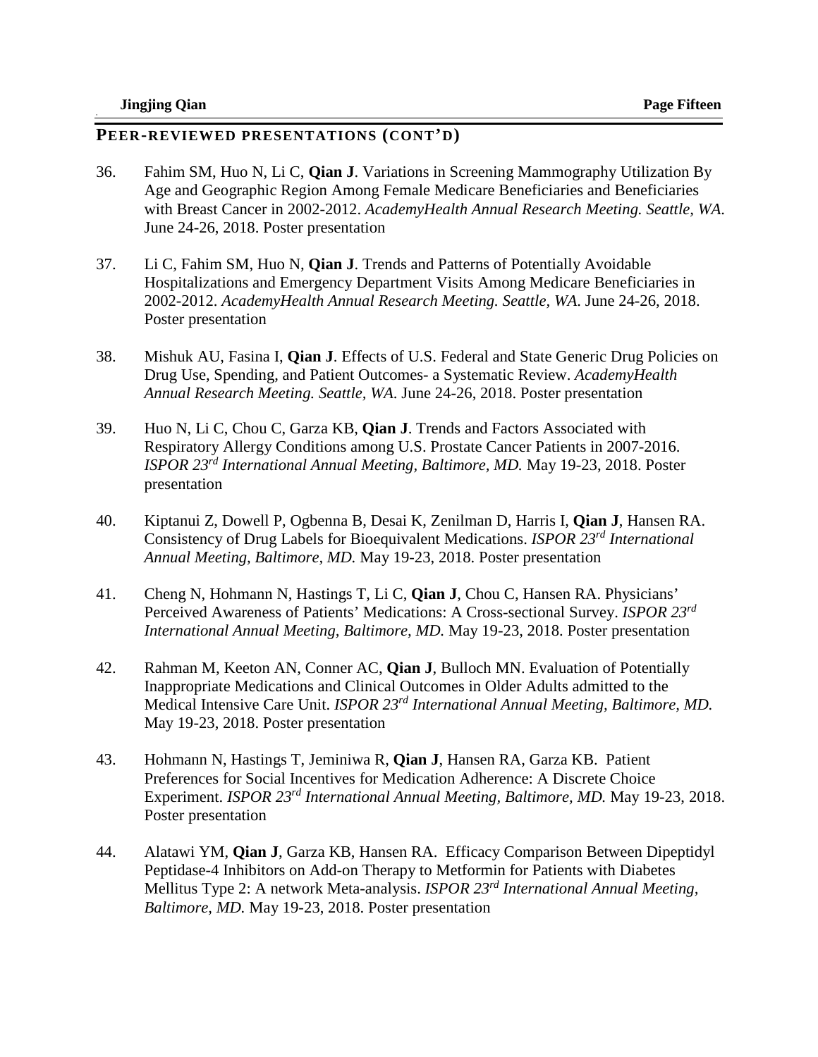## PEER-REVIEWED PRESENTATIONS (CONT'D)

36. Fahim SM, Huo N, Li C, **Qian J**. Variations in Screening Mammography Utilization By Age and Geographic Region Among Female Medicare Beneficiaries and Beneficiaries with Breast Cancer in 2002-2012. *AcademyHealth Annual Research Meeting. Seattle, WA.* June 24-26, 2018. Poster presentation

37. Li C, Fahim SM, Huo N, **Qian J**. Trends and Patterns of Potentially Avoidable Hospitalizations and Emergency Department Visits Among Medicare Beneficiaries in 2002-2012. *AcademyHealth Annual Research Meeting. Seattle, WA.* June 24-26, 2018. Poster presentation

38. Mishuk AU, Fasina I, **Qian J**. Effects of U.S. Federal and State Generic Drug Policies on Drug Use, Spending, and Patient Outcomes- a Systematic Review. *AcademyHealth Annual Research Meeting. Seattle, WA.* June 24-26, 2018. Poster presentation

39. Huo N, Li C, Chou C, Garza KB, **Qian J**. Trends and Factors Associated with Respiratory Allergy Conditions among U.S. Prostate Cancer Patients in 2007-2016. *ISPOR 23rd International Annual Meeting, Baltimore, MD.* May 19-23, 2018. Poster presentation

40. Kiptanui Z, Dowell P, Ogbenna B, Desai K, Zenilman D, Harris I, **Qian J**, Hansen RA. Consistency of Drug Labels for Bioequivalent Medications. *ISPOR 23rd International Annual Meeting, Baltimore, MD.* May 19-23, 2018. Poster presentation

41. Cheng N, Hohmann N, Hastings T, Li C, **Qian J**, Chou C, Hansen RA. Physicians' Perceived Awareness of Patients' Medications: A Cross-sectional Survey. *ISPOR 23rd International Annual Meeting, Baltimore, MD.* May 19-23, 2018. Poster presentation

42. Rahman M, Keeton AN, Conner AC, **Qian J**, Bulloch MN. Evaluation of Potentially Inappropriate Medications and Clinical Outcomes in Older Adults admitted to the Medical Intensive Care Unit. *ISPOR 23rd International Annual Meeting, Baltimore, MD.* May 19-23, 2018. Poster presentation

43. Hohmann N, Hastings T, Jeminiwa R, **Qian J**, Hansen RA, Garza KB. Patient Preferences for Social Incentives for Medication Adherence: A Discrete Choice Experiment. *ISPOR 23rd International Annual Meeting, Baltimore, MD.* May 19-23, 2018. Poster presentation

44. Alatawi YM, **Qian J**, Garza KB, Hansen RA. Efficacy Comparison Between Dipeptidyl Peptidase-4 Inhibitors on Add-on Therapy to Metformin for Patients with Diabetes Mellitus Type 2: A network Meta-analysis. *ISPOR 23rd International Annual Meeting, Baltimore, MD.* May 19-23, 2018. Poster presentation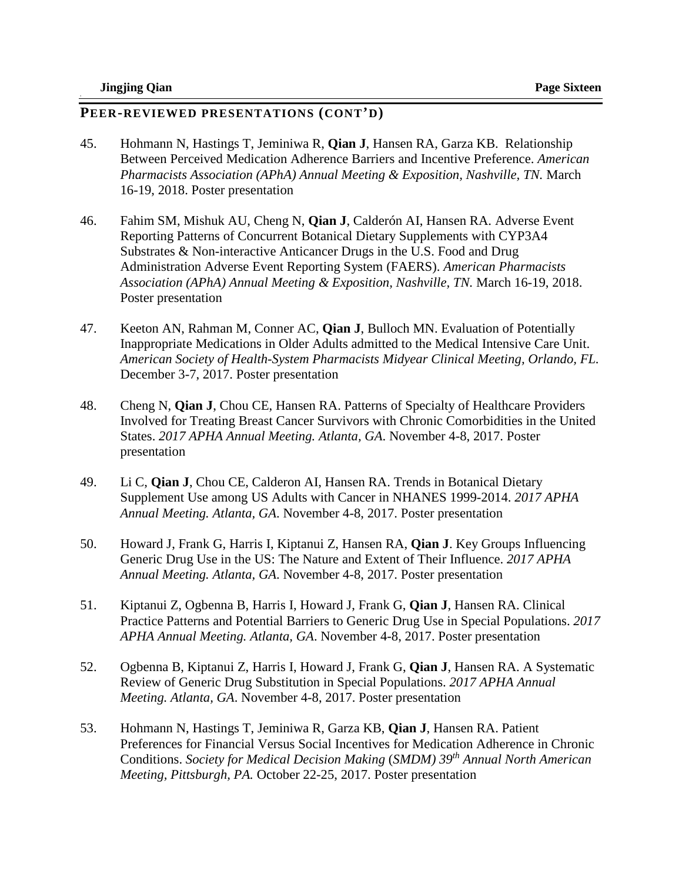## PEER-REVIEWED PRESENTATIONS (CONT'D)

45. Hohmann N, Hastings T, Jeminiwa R, **Qian J**, Hansen RA, Garza KB. Relationship Between Perceived Medication Adherence Barriers and Incentive Preference. *American Pharmacists Association (APhA) Annual Meeting & Exposition, Nashville, TN.* March 16-19, 2018. Poster presentation

46. Fahim SM, Mishuk AU, Cheng N, **Qian J**, Calderón AI, Hansen RA. Adverse Event Reporting Patterns of Concurrent Botanical Dietary Supplements with CYP3A4 Substrates & Non-interactive Anticancer Drugs in the U.S. Food and Drug Administration Adverse Event Reporting System (FAERS). *American Pharmacists Association (APhA) Annual Meeting & Exposition, Nashville, TN.* March 16-19, 2018. Poster presentation

47. Keeton AN, Rahman M, Conner AC, **Qian J**, Bulloch MN. Evaluation of Potentially Inappropriate Medications in Older Adults admitted to the Medical Intensive Care Unit. *American Society of Health-System Pharmacists Midyear Clinical Meeting, Orlando, FL.* December 3-7, 2017. Poster presentation

48. Cheng N, **Qian J**, Chou CE, Hansen RA. Patterns of Specialty of Healthcare Providers Involved for Treating Breast Cancer Survivors with Chronic Comorbidities in the United States. *2017 APHA Annual Meeting. Atlanta, GA.* November 4-8, 2017. Poster presentation

49. Li C, **Qian J**, Chou CE, Calderon AI, Hansen RA. Trends in Botanical Dietary Supplement Use among US Adults with Cancer in NHANES 1999-2014. *2017 APHA Annual Meeting. Atlanta, GA.* November 4-8, 2017. Poster presentation

50. Howard J, Frank G, Harris I, Kiptanui Z, Hansen RA, **Qian J**. Key Groups Influencing Generic Drug Use in the US: The Nature and Extent of Their Influence. *2017 APHA Annual Meeting. Atlanta, GA.* November 4-8, 2017. Poster presentation

51. Kiptanui Z, Ogbenna B, Harris I, Howard J, Frank G, **Qian J**, Hansen RA. Clinical Practice Patterns and Potential Barriers to Generic Drug Use in Special Populations. *2017 APHA Annual Meeting. Atlanta, GA.* November 4-8, 2017. Poster presentation

52. Ogbenna B, Kiptanui Z, Harris I, Howard J, Frank G, **Qian J**, Hansen RA. A Systematic Review of Generic Drug Substitution in Special Populations. *2017 APHA Annual Meeting. Atlanta, GA.* November 4-8, 2017. Poster presentation

53. Hohmann N, Hastings T, Jeminiwa R, Garza KB, **Qian J**, Hansen RA. Patient Preferences for Financial Versus Social Incentives for Medication Adherence in Chronic Conditions. *Society for Medical Decision Making (SMDM) 39th Annual North American Meeting, Pittsburgh, PA.* October 22-25, 2017. Poster presentation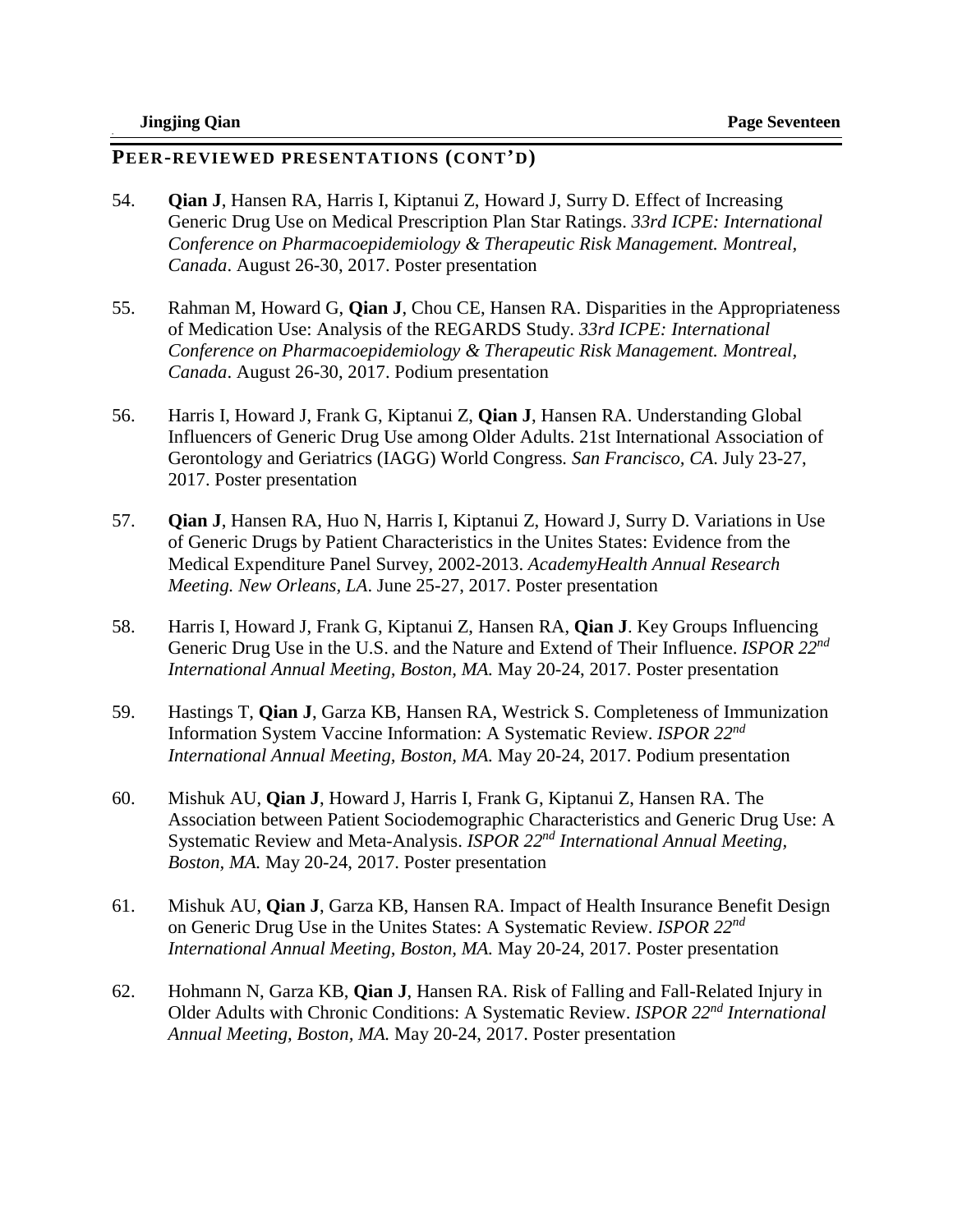## PEER-REVIEWED PRESENTATIONS (CONT'D)

54. **Qian J**, Hansen RA, Harris I, Kiptanui Z, Howard J, Surry D. Effect of Increasing Generic Drug Use on Medical Prescription Plan Star Ratings. *33rd ICPE: International Conference on Pharmacoepidemiology & Therapeutic Risk Management. Montreal, Canada*. August 26-30, 2017. Poster presentation

55. Rahman M, Howard G, **Qian J**, Chou CE, Hansen RA. Disparities in the Appropriateness of Medication Use: Analysis of the REGARDS Study. *33rd ICPE: International Conference on Pharmacoepidemiology & Therapeutic Risk Management. Montreal, Canada*. August 26-30, 2017. Podium presentation

56. Harris I, Howard J, Frank G, Kiptanui Z, **Qian J**, Hansen RA. Understanding Global Influencers of Generic Drug Use among Older Adults. 21st International Association of Gerontology and Geriatrics (IAGG) World Congress. *San Francisco, CA*. July 23-27, 2017. Poster presentation

57. **Qian J**, Hansen RA, Huo N, Harris I, Kiptanui Z, Howard J, Surry D. Variations in Use of Generic Drugs by Patient Characteristics in the Unites States: Evidence from the Medical Expenditure Panel Survey, 2002-2013. *AcademyHealth Annual Research Meeting. New Orleans, LA*. June 25-27, 2017. Poster presentation

58. Harris I, Howard J, Frank G, Kiptanui Z, Hansen RA, **Qian J**. Key Groups Influencing Generic Drug Use in the U.S. and the Nature and Extend of Their Influence. *ISPOR 22nd International Annual Meeting, Boston, MA.* May 20-24, 2017. Poster presentation

59. Hastings T, **Qian J**, Garza KB, Hansen RA, Westrick S. Completeness of Immunization Information System Vaccine Information: A Systematic Review. *ISPOR 22nd International Annual Meeting, Boston, MA.* May 20-24, 2017. Podium presentation

60. Mishuk AU, **Qian J**, Howard J, Harris I, Frank G, Kiptanui Z, Hansen RA. The Association between Patient Sociodemographic Characteristics and Generic Drug Use: A Systematic Review and Meta-Analysis. *ISPOR 22nd International Annual Meeting, Boston, MA.* May 20-24, 2017. Poster presentation

61. Mishuk AU, **Qian J**, Garza KB, Hansen RA. Impact of Health Insurance Benefit Design on Generic Drug Use in the Unites States: A Systematic Review. *ISPOR 22nd International Annual Meeting, Boston, MA.* May 20-24, 2017. Poster presentation

62. Hohmann N, Garza KB, **Qian J**, Hansen RA. Risk of Falling and Fall-Related Injury in Older Adults with Chronic Conditions: A Systematic Review. *ISPOR 22nd International Annual Meeting, Boston, MA.* May 20-24, 2017. Poster presentation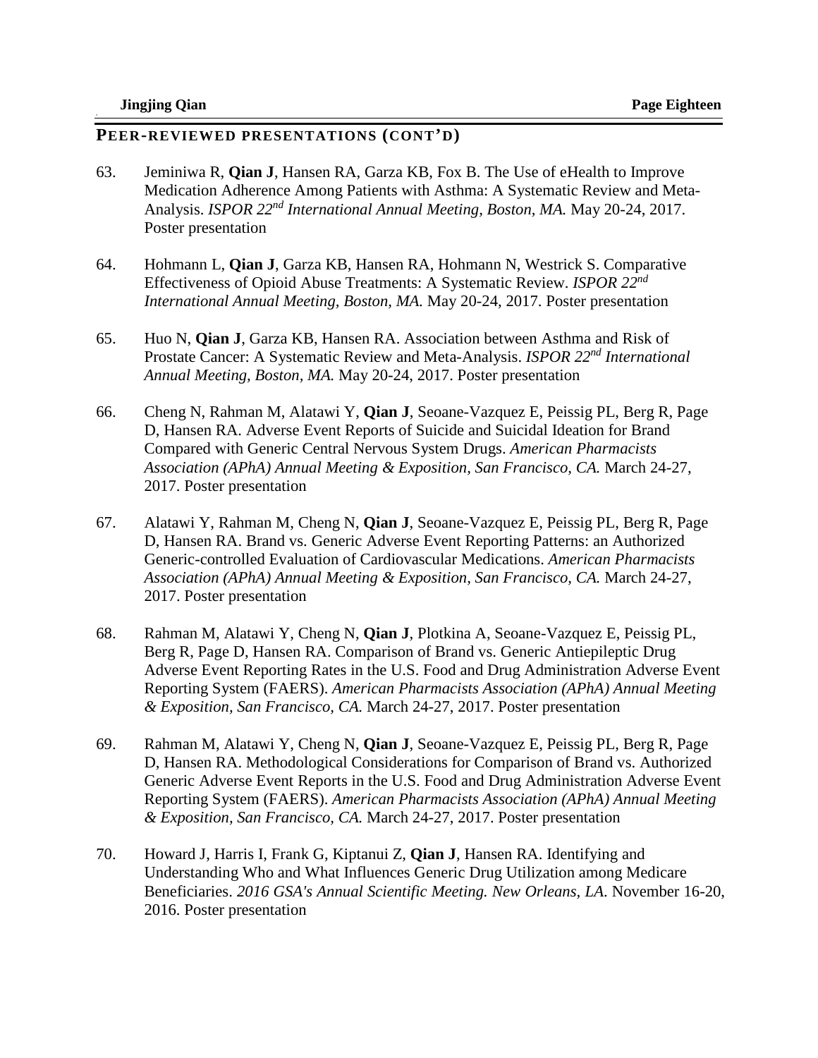## PEER-REVIEWED PRESENTATIONS (CONT'D)

63. Jeminiwa R, **Qian J**, Hansen RA, Garza KB, Fox B. The Use of eHealth to Improve Medication Adherence Among Patients with Asthma: A Systematic Review and Meta-Analysis. *ISPOR 22nd International Annual Meeting, Boston, MA.* May 20-24, 2017. Poster presentation

64. Hohmann L, **Qian J**, Garza KB, Hansen RA, Hohmann N, Westrick S. Comparative Effectiveness of Opioid Abuse Treatments: A Systematic Review. *ISPOR 22nd International Annual Meeting, Boston, MA.* May 20-24, 2017. Poster presentation

65. Huo N, **Qian J**, Garza KB, Hansen RA. Association between Asthma and Risk of Prostate Cancer: A Systematic Review and Meta-Analysis. *ISPOR 22nd International Annual Meeting, Boston, MA.* May 20-24, 2017. Poster presentation

66. Cheng N, Rahman M, Alatawi Y, **Qian J**, Seoane-Vazquez E, Peissig PL, Berg R, Page D, Hansen RA. Adverse Event Reports of Suicide and Suicidal Ideation for Brand Compared with Generic Central Nervous System Drugs. *American Pharmacists Association (APhA) Annual Meeting & Exposition, San Francisco, CA.* March 24-27, 2017. Poster presentation

67. Alatawi Y, Rahman M, Cheng N, **Qian J**, Seoane-Vazquez E, Peissig PL, Berg R, Page D, Hansen RA. Brand vs. Generic Adverse Event Reporting Patterns: an Authorized Generic-controlled Evaluation of Cardiovascular Medications. *American Pharmacists Association (APhA) Annual Meeting & Exposition, San Francisco, CA.* March 24-27, 2017. Poster presentation

68. Rahman M, Alatawi Y, Cheng N, **Qian J**, Plotkina A, Seoane-Vazquez E, Peissig PL, Berg R, Page D, Hansen RA. Comparison of Brand vs. Generic Antiepileptic Drug Adverse Event Reporting Rates in the U.S. Food and Drug Administration Adverse Event Reporting System (FAERS). *American Pharmacists Association (APhA) Annual Meeting & Exposition, San Francisco, CA.* March 24-27, 2017. Poster presentation

69. Rahman M, Alatawi Y, Cheng N, **Qian J**, Seoane-Vazquez E, Peissig PL, Berg R, Page D, Hansen RA. Methodological Considerations for Comparison of Brand vs. Authorized Generic Adverse Event Reports in the U.S. Food and Drug Administration Adverse Event Reporting System (FAERS). *American Pharmacists Association (APhA) Annual Meeting & Exposition, San Francisco, CA.* March 24-27, 2017. Poster presentation

70. Howard J, Harris I, Frank G, Kiptanui Z, **Qian J**, Hansen RA. Identifying and Understanding Who and What Influences Generic Drug Utilization among Medicare Beneficiaries. *2016 GSA's Annual Scientific Meeting. New Orleans, LA.* November 16-20, 2016. Poster presentation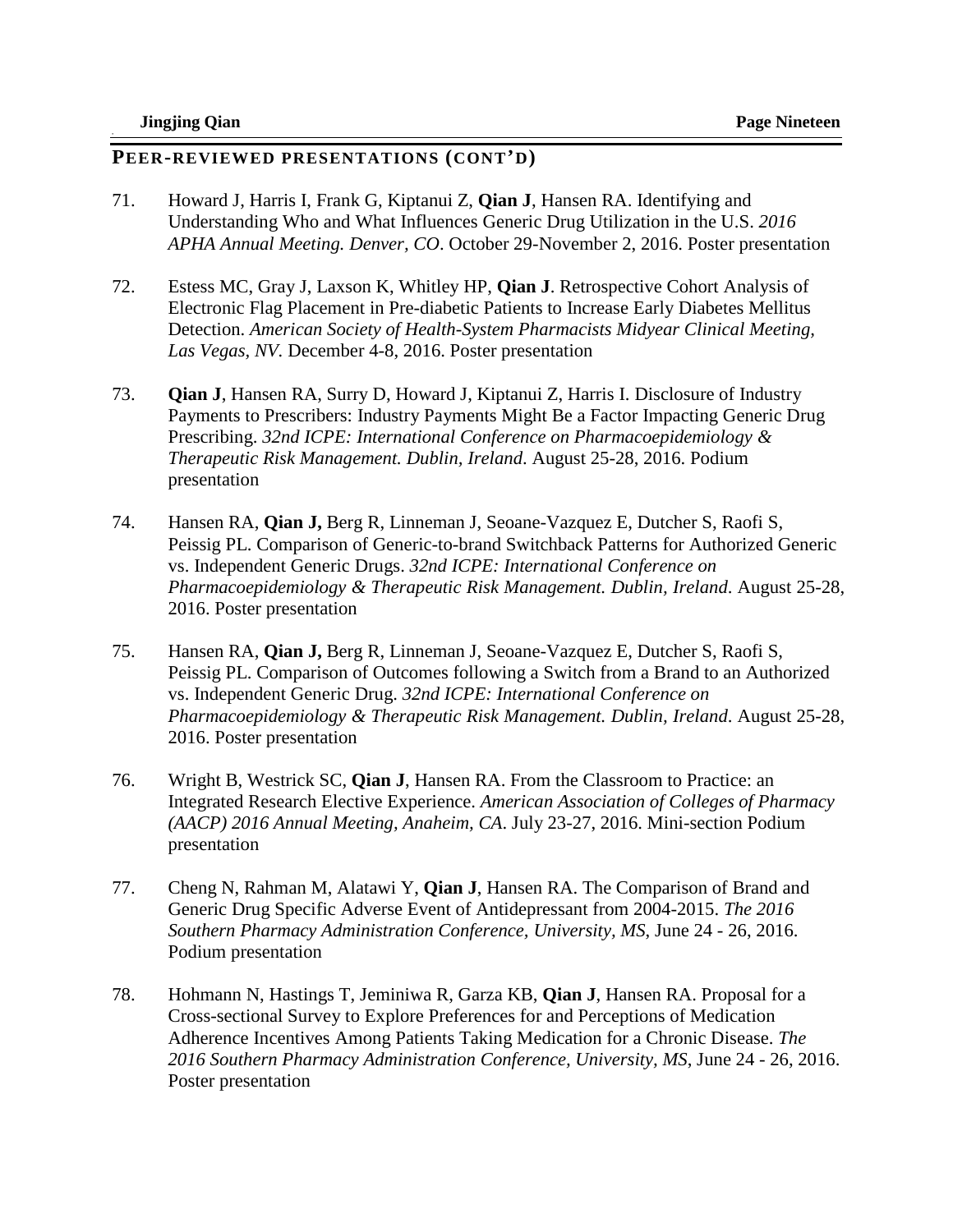## PEER-REVIEWED PRESENTATIONS (CONT'D)

71. Howard J, Harris I, Frank G, Kiptanui Z, **Qian J**, Hansen RA. Identifying and Understanding Who and What Influences Generic Drug Utilization in the U.S. *2016 APHA Annual Meeting. Denver, CO*. October 29-November 2, 2016. Poster presentation

72. Estess MC, Gray J, Laxson K, Whitley HP, **Qian J**. Retrospective Cohort Analysis of Electronic Flag Placement in Pre-diabetic Patients to Increase Early Diabetes Mellitus Detection. *American Society of Health-System Pharmacists Midyear Clinical Meeting, Las Vegas, NV*. December 4-8, 2016. Poster presentation

73. **Qian J**, Hansen RA, Surry D, Howard J, Kiptanui Z, Harris I. Disclosure of Industry Payments to Prescribers: Industry Payments Might Be a Factor Impacting Generic Drug Prescribing. *32nd ICPE: International Conference on Pharmacoepidemiology & Therapeutic Risk Management. Dublin, Ireland*. August 25-28, 2016. Podium presentation

74. Hansen RA, **Qian J,** Berg R, Linneman J, Seoane-Vazquez E, Dutcher S, Raofi S, Peissig PL. Comparison of Generic-to-brand Switchback Patterns for Authorized Generic vs. Independent Generic Drugs. *32nd ICPE: International Conference on Pharmacoepidemiology & Therapeutic Risk Management. Dublin, Ireland*. August 25-28, 2016. Poster presentation

75. Hansen RA, **Qian J,** Berg R, Linneman J, Seoane-Vazquez E, Dutcher S, Raofi S, Peissig PL. Comparison of Outcomes following a Switch from a Brand to an Authorized vs. Independent Generic Drug. *32nd ICPE: International Conference on Pharmacoepidemiology & Therapeutic Risk Management. Dublin, Ireland*. August 25-28, 2016. Poster presentation

76. Wright B, Westrick SC, **Qian J**, Hansen RA. From the Classroom to Practice: an Integrated Research Elective Experience. *American Association of Colleges of Pharmacy (AACP) 2016 Annual Meeting, Anaheim, CA*. July 23-27, 2016. Mini-section Podium presentation

77. Cheng N, Rahman M, Alatawi Y, **Qian J**, Hansen RA. The Comparison of Brand and Generic Drug Specific Adverse Event of Antidepressant from 2004-2015. *The 2016 Southern Pharmacy Administration Conference, University, MS*, June 24 - 26, 2016. Podium presentation

78. Hohmann N, Hastings T, Jeminiwa R, Garza KB, **Qian J**, Hansen RA. Proposal for a Cross-sectional Survey to Explore Preferences for and Perceptions of Medication Adherence Incentives Among Patients Taking Medication for a Chronic Disease. *The 2016 Southern Pharmacy Administration Conference, University, MS*, June 24 - 26, 2016. Poster presentation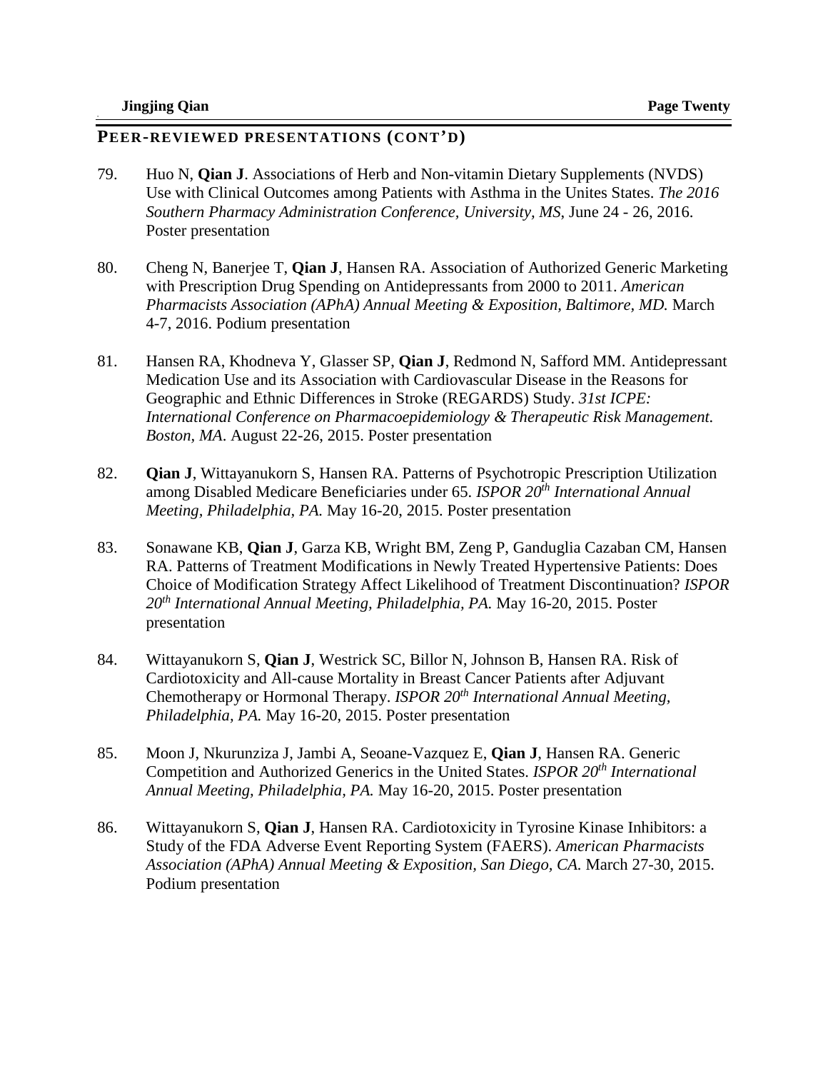## PEER-REVIEWED PRESENTATIONS (CONT'D)

79. Huo N, **Qian J**. Associations of Herb and Non-vitamin Dietary Supplements (NVDS) Use with Clinical Outcomes among Patients with Asthma in the Unites States. *The 2016 Southern Pharmacy Administration Conference, University, MS*, June 24 - 26, 2016. Poster presentation

80. Cheng N, Banerjee T, **Qian J**, Hansen RA. Association of Authorized Generic Marketing with Prescription Drug Spending on Antidepressants from 2000 to 2011. *American Pharmacists Association (APhA) Annual Meeting & Exposition, Baltimore, MD.* March 4-7, 2016. Podium presentation

81. Hansen RA, Khodneva Y, Glasser SP, **Qian J**, Redmond N, Safford MM. Antidepressant Medication Use and its Association with Cardiovascular Disease in the Reasons for Geographic and Ethnic Differences in Stroke (REGARDS) Study. *31st ICPE: International Conference on Pharmacoepidemiology & Therapeutic Risk Management. Boston, MA*. August 22-26, 2015. Poster presentation

82. **Qian J**, Wittayanukorn S, Hansen RA. Patterns of Psychotropic Prescription Utilization among Disabled Medicare Beneficiaries under 65. *ISPOR 20th International Annual Meeting, Philadelphia, PA.* May 16-20, 2015. Poster presentation

83. Sonawane KB, **Qian J**, Garza KB, Wright BM, Zeng P, Ganduglia Cazaban CM, Hansen RA. Patterns of Treatment Modifications in Newly Treated Hypertensive Patients: Does Choice of Modification Strategy Affect Likelihood of Treatment Discontinuation? *ISPOR 20th International Annual Meeting, Philadelphia, PA.* May 16-20, 2015. Poster presentation

84. Wittayanukorn S, **Qian J**, Westrick SC, Billor N, Johnson B, Hansen RA. Risk of Cardiotoxicity and All-cause Mortality in Breast Cancer Patients after Adjuvant Chemotherapy or Hormonal Therapy. *ISPOR 20th International Annual Meeting, Philadelphia, PA.* May 16-20, 2015. Poster presentation

85. Moon J, Nkurunziza J, Jambi A, Seoane-Vazquez E, **Qian J**, Hansen RA. Generic Competition and Authorized Generics in the United States. *ISPOR 20th International Annual Meeting, Philadelphia, PA.* May 16-20, 2015. Poster presentation

86. Wittayanukorn S, **Qian J**, Hansen RA. Cardiotoxicity in Tyrosine Kinase Inhibitors: a Study of the FDA Adverse Event Reporting System (FAERS). *American Pharmacists Association (APhA) Annual Meeting & Exposition, San Diego, CA.* March 27-30, 2015. Podium presentation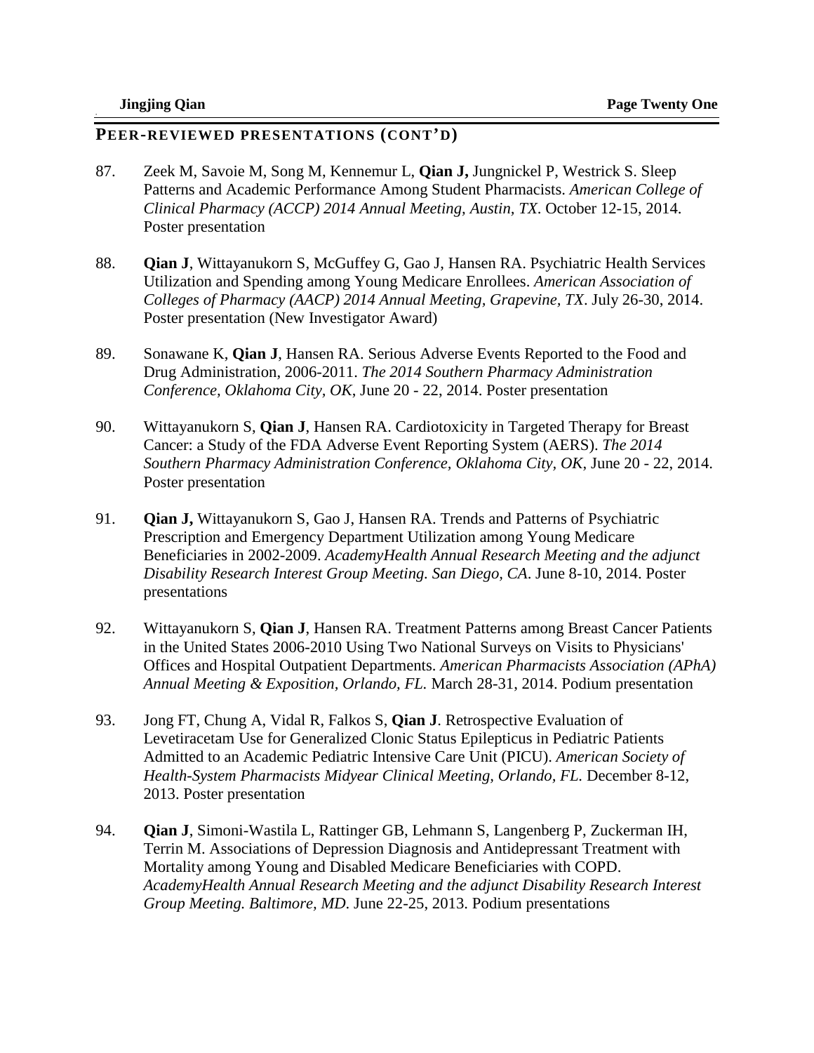## PEER-REVIEWED PRESENTATIONS (CONT'D)

87. Zeek M, Savoie M, Song M, Kennemur L, **Qian J,** Jungnickel P, Westrick S. Sleep Patterns and Academic Performance Among Student Pharmacists. *American College of Clinical Pharmacy (ACCP) 2014 Annual Meeting, Austin, TX*. October 12-15, 2014. Poster presentation

88. **Qian J**, Wittayanukorn S, McGuffey G, Gao J, Hansen RA. Psychiatric Health Services Utilization and Spending among Young Medicare Enrollees. *American Association of Colleges of Pharmacy (AACP) 2014 Annual Meeting, Grapevine, TX*. July 26-30, 2014. Poster presentation (New Investigator Award)

89. Sonawane K, **Qian J**, Hansen RA. Serious Adverse Events Reported to the Food and Drug Administration, 2006-2011. *The 2014 Southern Pharmacy Administration Conference, Oklahoma City, OK*, June 20 - 22, 2014. Poster presentation

90. Wittayanukorn S, **Qian J**, Hansen RA. Cardiotoxicity in Targeted Therapy for Breast Cancer: a Study of the FDA Adverse Event Reporting System (AERS). *The 2014 Southern Pharmacy Administration Conference, Oklahoma City, OK*, June 20 - 22, 2014. Poster presentation

91. **Qian J,** Wittayanukorn S, Gao J, Hansen RA. Trends and Patterns of Psychiatric Prescription and Emergency Department Utilization among Young Medicare Beneficiaries in 2002-2009. *AcademyHealth Annual Research Meeting and the adjunct Disability Research Interest Group Meeting. San Diego, CA*. June 8-10, 2014. Poster presentations

92. Wittayanukorn S, **Qian J**, Hansen RA. Treatment Patterns among Breast Cancer Patients in the United States 2006-2010 Using Two National Surveys on Visits to Physicians' Offices and Hospital Outpatient Departments. *American Pharmacists Association (APhA) Annual Meeting & Exposition, Orlando, FL.* March 28-31, 2014. Podium presentation

93. Jong FT, Chung A, Vidal R, Falkos S, **Qian J**. Retrospective Evaluation of Levetiracetam Use for Generalized Clonic Status Epilepticus in Pediatric Patients Admitted to an Academic Pediatric Intensive Care Unit (PICU). *American Society of Health-System Pharmacists Midyear Clinical Meeting, Orlando, FL.* December 8-12, 2013. Poster presentation

94. **Qian J**, Simoni-Wastila L, Rattinger GB, Lehmann S, Langenberg P, Zuckerman IH, Terrin M. Associations of Depression Diagnosis and Antidepressant Treatment with Mortality among Young and Disabled Medicare Beneficiaries with COPD. *AcademyHealth Annual Research Meeting and the adjunct Disability Research Interest Group Meeting. Baltimore, MD.* June 22-25, 2013. Podium presentations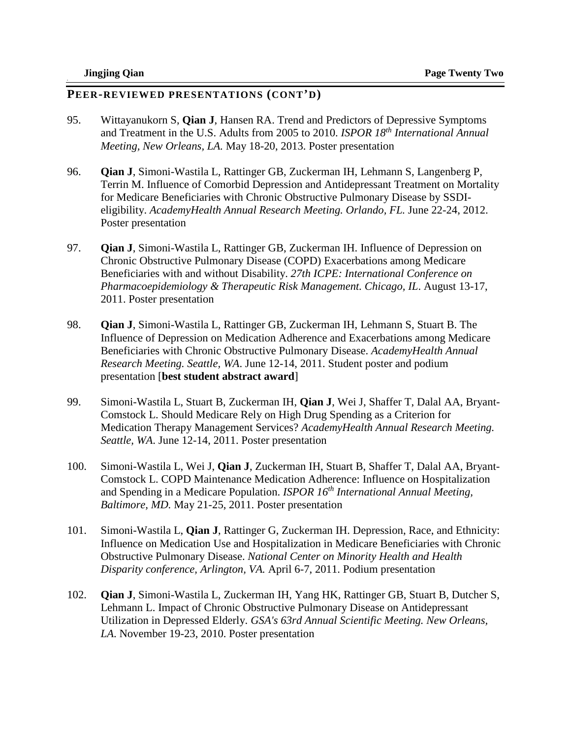## PEER-REVIEWED PRESENTATIONS (CONT'D)

95. Wittayanukorn S, **Qian J**, Hansen RA. Trend and Predictors of Depressive Symptoms and Treatment in the U.S. Adults from 2005 to 2010. *ISPOR 18th International Annual Meeting, New Orleans, LA.* May 18-20, 2013. Poster presentation

96. **Qian J**, Simoni-Wastila L, Rattinger GB, Zuckerman IH, Lehmann S, Langenberg P, Terrin M. Influence of Comorbid Depression and Antidepressant Treatment on Mortality for Medicare Beneficiaries with Chronic Obstructive Pulmonary Disease by SSDI-eligibility. *AcademyHealth Annual Research Meeting. Orlando, FL.* June 22-24, 2012. Poster presentation

97. **Qian J**, Simoni-Wastila L, Rattinger GB, Zuckerman IH. Influence of Depression on Chronic Obstructive Pulmonary Disease (COPD) Exacerbations among Medicare Beneficiaries with and without Disability. *27th ICPE: International Conference on Pharmacoepidemiology & Therapeutic Risk Management. Chicago, IL*. August 13-17, 2011. Poster presentation

98. **Qian J**, Simoni-Wastila L, Rattinger GB, Zuckerman IH, Lehmann S, Stuart B. The Influence of Depression on Medication Adherence and Exacerbations among Medicare Beneficiaries with Chronic Obstructive Pulmonary Disease. *AcademyHealth Annual Research Meeting. Seattle, WA*. June 12-14, 2011. Student poster and podium presentation [**best student abstract award**]

99. Simoni-Wastila L, Stuart B, Zuckerman IH, **Qian J**, Wei J, Shaffer T, Dalal AA, Bryant-Comstock L. Should Medicare Rely on High Drug Spending as a Criterion for Medication Therapy Management Services? *AcademyHealth Annual Research Meeting. Seattle, WA.* June 12-14, 2011. Poster presentation

100. Simoni-Wastila L, Wei J, **Qian J**, Zuckerman IH, Stuart B, Shaffer T, Dalal AA, Bryant-Comstock L. COPD Maintenance Medication Adherence: Influence on Hospitalization and Spending in a Medicare Population. *ISPOR 16th International Annual Meeting, Baltimore, MD.* May 21-25, 2011. Poster presentation

101. Simoni-Wastila L, **Qian J**, Rattinger G, Zuckerman IH. Depression, Race, and Ethnicity: Influence on Medication Use and Hospitalization in Medicare Beneficiaries with Chronic Obstructive Pulmonary Disease. *National Center on Minority Health and Health Disparity conference, Arlington, VA.* April 6-7, 2011. Podium presentation

102. **Qian J**, Simoni-Wastila L, Zuckerman IH, Yang HK, Rattinger GB, Stuart B, Dutcher S, Lehmann L. Impact of Chronic Obstructive Pulmonary Disease on Antidepressant Utilization in Depressed Elderly. *GSA's 63rd Annual Scientific Meeting. New Orleans, LA.* November 19-23, 2010. Poster presentation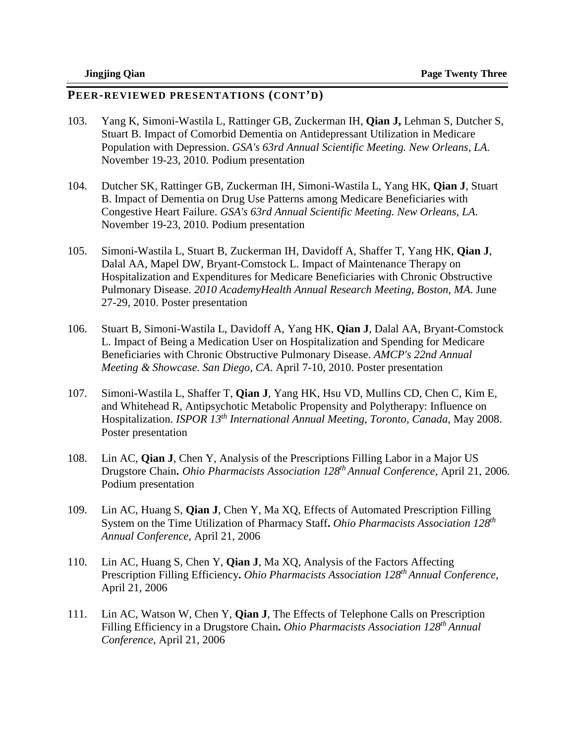## PEER-REVIEWED PRESENTATIONS (CONT'D)

103. Yang K, Simoni-Wastila L, Rattinger GB, Zuckerman IH, **Qian J,** Lehman S, Dutcher S, Stuart B. Impact of Comorbid Dementia on Antidepressant Utilization in Medicare Population with Depression. *GSA's 63rd Annual Scientific Meeting. New Orleans, LA.* November 19-23, 2010. Podium presentation

104. Dutcher SK, Rattinger GB, Zuckerman IH, Simoni-Wastila L, Yang HK, **Qian J**, Stuart B. Impact of Dementia on Drug Use Patterns among Medicare Beneficiaries with Congestive Heart Failure. *GSA's 63rd Annual Scientific Meeting. New Orleans, LA.* November 19-23, 2010. Podium presentation

105. Simoni-Wastila L, Stuart B, Zuckerman IH, Davidoff A, Shaffer T, Yang HK, **Qian J**, Dalal AA, Mapel DW, Bryant-Comstock L. Impact of Maintenance Therapy on Hospitalization and Expenditures for Medicare Beneficiaries with Chronic Obstructive Pulmonary Disease. *2010 AcademyHealth Annual Research Meeting, Boston, MA.* June 27-29, 2010. Poster presentation

106. Stuart B, Simoni-Wastila L, Davidoff A, Yang HK, **Qian J**, Dalal AA, Bryant-Comstock L. Impact of Being a Medication User on Hospitalization and Spending for Medicare Beneficiaries with Chronic Obstructive Pulmonary Disease. *AMCP's 22nd Annual Meeting & Showcase. San Diego, CA.* April 7-10, 2010. Poster presentation

107. Simoni-Wastila L, Shaffer T, **Qian J**, Yang HK, Hsu VD, Mullins CD, Chen C, Kim E, and Whitehead R, Antipsychotic Metabolic Propensity and Polytherapy: Influence on Hospitalization. *ISPOR 13th International Annual Meeting, Toronto, Canada,* May 2008. Poster presentation

108. Lin AC, **Qian J**, Chen Y, Analysis of the Prescriptions Filling Labor in a Major US Drugstore Chain**.** *Ohio Pharmacists Association 128th Annual Conference,* April 21, 2006. Podium presentation

109. Lin AC, Huang S, **Qian J**, Chen Y, Ma XQ, Effects of Automated Prescription Filling System on the Time Utilization of Pharmacy Staff**.** *Ohio Pharmacists Association 128th Annual Conference,* April 21, 2006

110. Lin AC, Huang S, Chen Y, **Qian J**, Ma XQ, Analysis of the Factors Affecting Prescription Filling Efficiency**.** *Ohio Pharmacists Association 128th Annual Conference,* April 21, 2006

111. Lin AC, Watson W, Chen Y, **Qian J**, The Effects of Telephone Calls on Prescription Filling Efficiency in a Drugstore Chain**.** *Ohio Pharmacists Association 128th Annual Conference,* April 21, 2006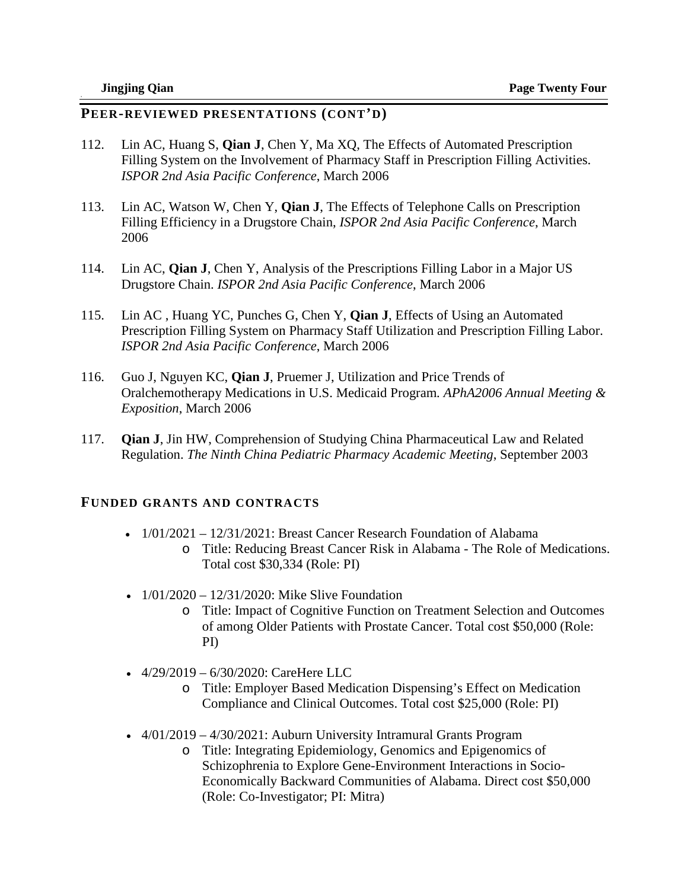## PEER-REVIEWED PRESENTATIONS (CONT'D)

112. Lin AC, Huang S, **Qian J**, Chen Y, Ma XQ, The Effects of Automated Prescription Filling System on the Involvement of Pharmacy Staff in Prescription Filling Activities. *ISPOR 2nd Asia Pacific Conference*, March 2006

113. Lin AC, Watson W, Chen Y, **Qian J**, The Effects of Telephone Calls on Prescription Filling Efficiency in a Drugstore Chain, *ISPOR 2nd Asia Pacific Conference*, March 2006

114. Lin AC, **Qian J**, Chen Y, Analysis of the Prescriptions Filling Labor in a Major US Drugstore Chain. *ISPOR 2nd Asia Pacific Conference*, March 2006

115. Lin AC , Huang YC, Punches G, Chen Y, **Qian J**, Effects of Using an Automated Prescription Filling System on Pharmacy Staff Utilization and Prescription Filling Labor. *ISPOR 2nd Asia Pacific Conference*, March 2006

116. Guo J, Nguyen KC, **Qian J**, Pruemer J, Utilization and Price Trends of Oralchemotherapy Medications in U.S. Medicaid Program. *APhA2006 Annual Meeting & Exposition*, March 2006

117. **Qian J**, Jin HW, Comprehension of Studying China Pharmaceutical Law and Related Regulation. *The Ninth China Pediatric Pharmacy Academic Meeting*, September 2003

## FUNDED GRANTS AND CONTRACTS

- 1/01/2021 – 12/31/2021: Breast Cancer Research Foundation of Alabama
  - Title: Reducing Breast Cancer Risk in Alabama - The Role of Medications. Total cost $30,334 (Role: PI)

- 1/01/2020 – 12/31/2020: Mike Slive Foundation
  - Title: Impact of Cognitive Function on Treatment Selection and Outcomes of among Older Patients with Prostate Cancer. Total cost $50,000 (Role: PI)

- 4/29/2019 – 6/30/2020: CareHere LLC
  - Title: Employer Based Medication Dispensing's Effect on Medication Compliance and Clinical Outcomes. Total cost $25,000 (Role: PI)

- 4/01/2019 – 4/30/2021: Auburn University Intramural Grants Program
  - Title: Integrating Epidemiology, Genomics and Epigenomics of Schizophrenia to Explore Gene-Environment Interactions in Socio-Economically Backward Communities of Alabama. Direct cost $50,000 (Role: Co-Investigator; PI: Mitra)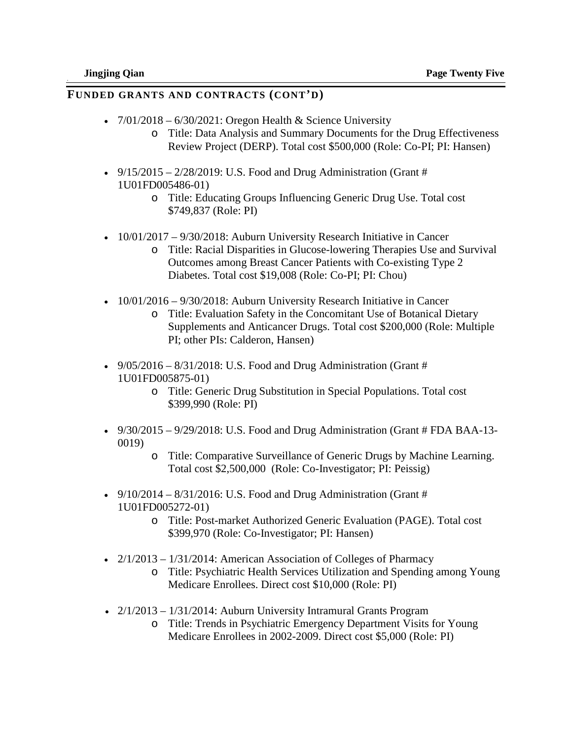## FUNDED GRANTS AND CONTRACTS (CONT'D)

- 7/01/2018 – 6/30/2021: Oregon Health & Science University
  - Title: Data Analysis and Summary Documents for the Drug Effectiveness Review Project (DERP). Total cost $500,000 (Role: Co-PI; PI: Hansen)

- 9/15/2015 – 2/28/2019: U.S. Food and Drug Administration (Grant # 1U01FD005486-01)
  - Title: Educating Groups Influencing Generic Drug Use. Total cost $749,837 (Role: PI)

- 10/01/2017 – 9/30/2018: Auburn University Research Initiative in Cancer
  - Title: Racial Disparities in Glucose-lowering Therapies Use and Survival Outcomes among Breast Cancer Patients with Co-existing Type 2 Diabetes. Total cost $19,008 (Role: Co-PI; PI: Chou)

- 10/01/2016 – 9/30/2018: Auburn University Research Initiative in Cancer
  - Title: Evaluation Safety in the Concomitant Use of Botanical Dietary Supplements and Anticancer Drugs. Total cost $200,000 (Role: Multiple PI; other PIs: Calderon, Hansen)

- 9/05/2016 – 8/31/2018: U.S. Food and Drug Administration (Grant # 1U01FD005875-01)
  - Title: Generic Drug Substitution in Special Populations. Total cost $399,990 (Role: PI)

- 9/30/2015 – 9/29/2018: U.S. Food and Drug Administration (Grant # FDA BAA-13-0019)
  - Title: Comparative Surveillance of Generic Drugs by Machine Learning. Total cost $2,500,000 (Role: Co-Investigator; PI: Peissig)

- 9/10/2014 – 8/31/2016: U.S. Food and Drug Administration (Grant # 1U01FD005272-01)
  - Title: Post-market Authorized Generic Evaluation (PAGE). Total cost $399,970 (Role: Co-Investigator; PI: Hansen)

- 2/1/2013 – 1/31/2014: American Association of Colleges of Pharmacy
  - Title: Psychiatric Health Services Utilization and Spending among Young Medicare Enrollees. Direct cost $10,000 (Role: PI)

- 2/1/2013 – 1/31/2014: Auburn University Intramural Grants Program
  - Title: Trends in Psychiatric Emergency Department Visits for Young Medicare Enrollees in 2002-2009. Direct cost $5,000 (Role: PI)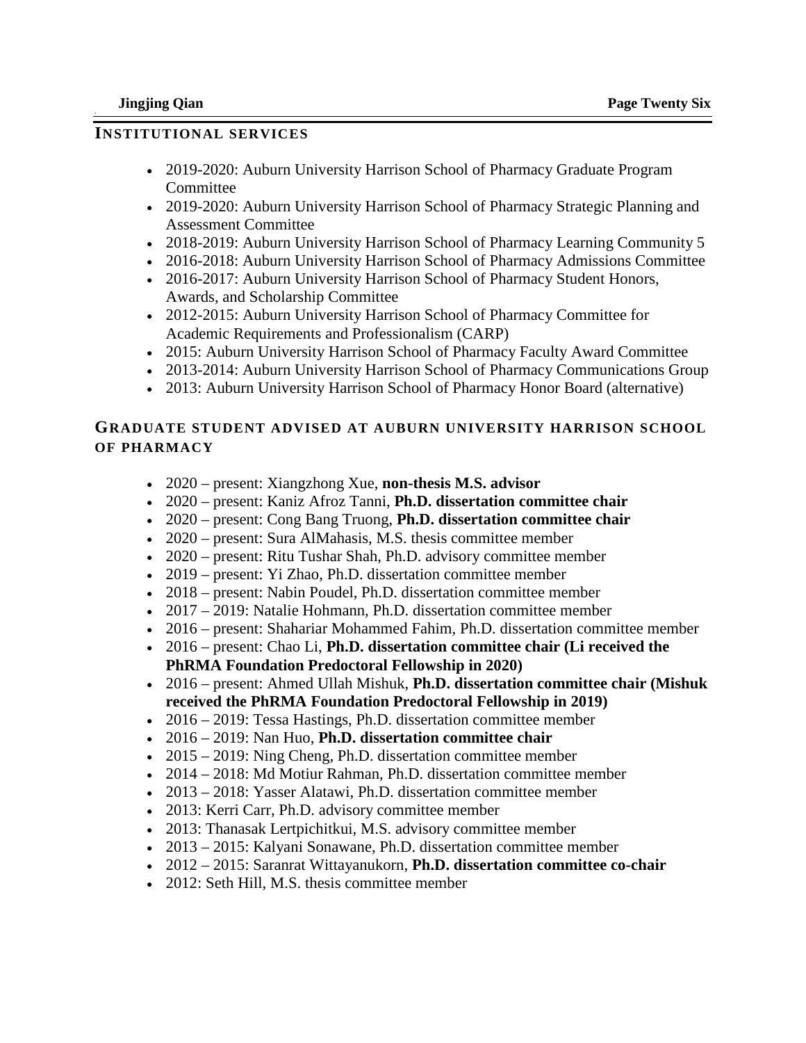## INSTITUTIONAL SERVICES

- 2019-2020: Auburn University Harrison School of Pharmacy Graduate Program Committee
- 2019-2020: Auburn University Harrison School of Pharmacy Strategic Planning and Assessment Committee
- 2018-2019: Auburn University Harrison School of Pharmacy Learning Community 5
- 2016-2018: Auburn University Harrison School of Pharmacy Admissions Committee
- 2016-2017: Auburn University Harrison School of Pharmacy Student Honors, Awards, and Scholarship Committee
- 2012-2015: Auburn University Harrison School of Pharmacy Committee for Academic Requirements and Professionalism (CARP)
- 2015: Auburn University Harrison School of Pharmacy Faculty Award Committee
- 2013-2014: Auburn University Harrison School of Pharmacy Communications Group
- 2013: Auburn University Harrison School of Pharmacy Honor Board (alternative)

## GRADUATE STUDENT ADVISED AT AUBURN UNIVERSITY HARRISON SCHOOL OF PHARMACY

- 2020 – present: Xiangzhong Xue, **non-thesis M.S. advisor**
- 2020 – present: Kaniz Afroz Tanni, **Ph.D. dissertation committee chair**
- 2020 – present: Cong Bang Truong, **Ph.D. dissertation committee chair**
- 2020 – present: Sura AlMahasis, M.S. thesis committee member
- 2020 – present: Ritu Tushar Shah, Ph.D. advisory committee member
- 2019 – present: Yi Zhao, Ph.D. dissertation committee member
- 2018 – present: Nabin Poudel, Ph.D. dissertation committee member
- 2017 – 2019: Natalie Hohmann, Ph.D. dissertation committee member
- 2016 – present: Shahariar Mohammed Fahim, Ph.D. dissertation committee member
- 2016 – present: Chao Li, **Ph.D. dissertation committee chair (Li received the PhRMA Foundation Predoctoral Fellowship in 2020)**
- 2016 – present: Ahmed Ullah Mishuk, **Ph.D. dissertation committee chair (Mishuk received the PhRMA Foundation Predoctoral Fellowship in 2019)**
- 2016 – 2019: Tessa Hastings, Ph.D. dissertation committee member
- 2016 – 2019: Nan Huo, **Ph.D. dissertation committee chair**
- 2015 – 2019: Ning Cheng, Ph.D. dissertation committee member
- 2014 – 2018: Md Motiur Rahman, Ph.D. dissertation committee member
- 2013 – 2018: Yasser Alatawi, Ph.D. dissertation committee member
- 2013: Kerri Carr, Ph.D. advisory committee member
- 2013: Thanasak Lertpichitkui, M.S. advisory committee member
- 2013 – 2015: Kalyani Sonawane, Ph.D. dissertation committee member
- 2012 – 2015: Saranrat Wittayanukorn, **Ph.D. dissertation committee co-chair**
- 2012: Seth Hill, M.S. thesis committee member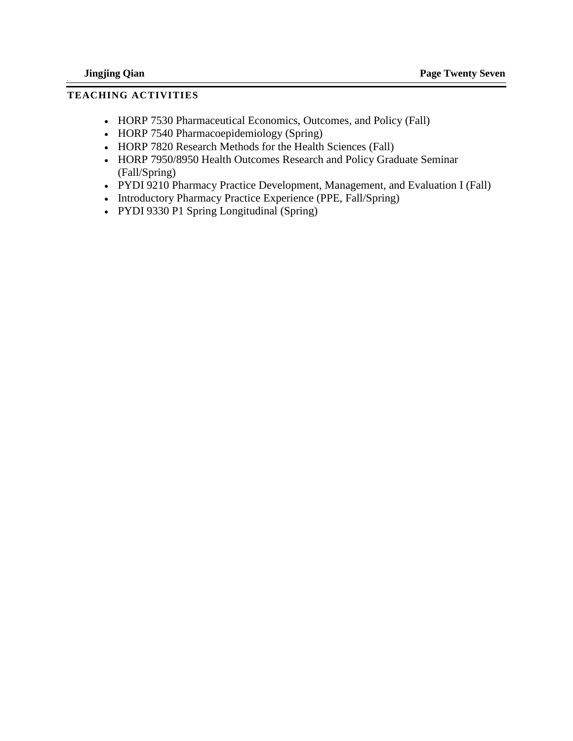## TEACHING ACTIVITIES

- HORP 7530 Pharmaceutical Economics, Outcomes, and Policy (Fall)
- HORP 7540 Pharmacoepidemiology (Spring)
- HORP 7820 Research Methods for the Health Sciences (Fall)
- HORP 7950/8950 Health Outcomes Research and Policy Graduate Seminar (Fall/Spring)
- PYDI 9210 Pharmacy Practice Development, Management, and Evaluation I (Fall)
- Introductory Pharmacy Practice Experience (PPE, Fall/Spring)
- PYDI 9330 P1 Spring Longitudinal (Spring)